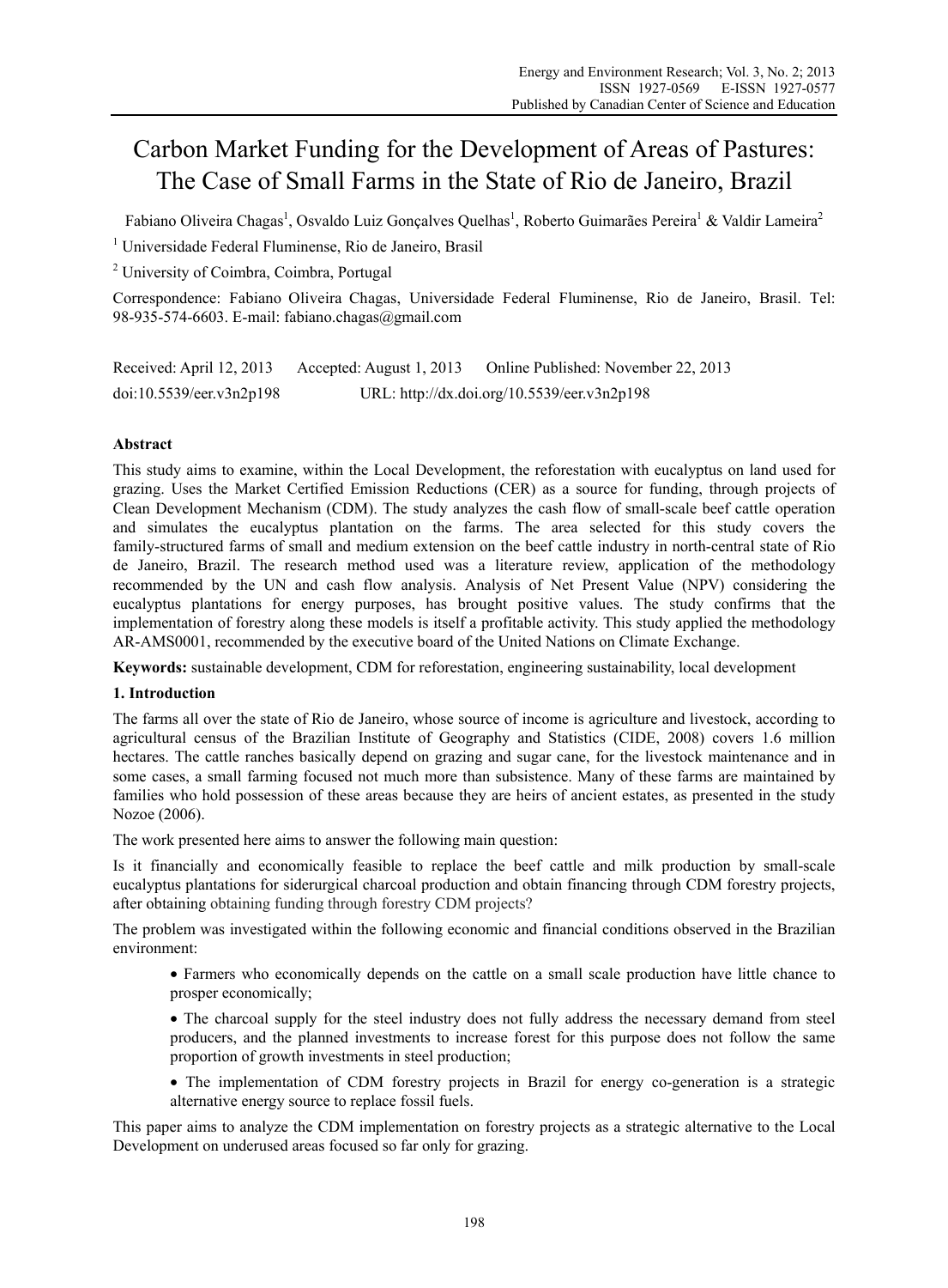# Carbon Market Funding for the Development of Areas of Pastures: The Case of Small Farms in the State of Rio de Janeiro, Brazil

Fabiano Oliveira Chagas[1], Osvaldo Luiz Gonçalves Quelhas[1], Roberto Guimarães Pereira[1] & Valdir Lameira[2]

[1] Universidade Federal Fluminense, Rio de Janeiro, Brasil

[2] University of Coimbra, Coimbra, Portugal

Correspondence: Fabiano Oliveira Chagas, Universidade Federal Fluminense, Rio de Janeiro, Brasil. Tel: 98-935-574-6603. E-mail: fabiano.chagas@gmail.com

Received: April 12, 2013    Accepted: August 1, 2013    Online Published: November 22, 2013

doi:10.5539/eer.v3n2p198    URL: http://dx.doi.org/10.5539/eer.v3n2p198

## Abstract

This study aims to examine, within the Local Development, the reforestation with eucalyptus on land used for grazing. Uses the Market Certified Emission Reductions (CER) as a source for funding, through projects of Clean Development Mechanism (CDM). The study analyzes the cash flow of small-scale beef cattle operation and simulates the eucalyptus plantation on the farms. The area selected for this study covers the family-structured farms of small and medium extension on the beef cattle industry in north-central state of Rio de Janeiro, Brazil. The research method used was a literature review, application of the methodology recommended by the UN and cash flow analysis. Analysis of Net Present Value (NPV) considering the eucalyptus plantations for energy purposes, has brought positive values. The study confirms that the implementation of forestry along these models is itself a profitable activity. This study applied the methodology AR-AMS0001, recommended by the executive board of the United Nations on Climate Exchange.

**Keywords:** sustainable development, CDM for reforestation, engineering sustainability, local development

## 1. Introduction

The farms all over the state of Rio de Janeiro, whose source of income is agriculture and livestock, according to agricultural census of the Brazilian Institute of Geography and Statistics (CIDE, 2008) covers 1.6 million hectares. The cattle ranches basically depend on grazing and sugar cane, for the livestock maintenance and in some cases, a small farming focused not much more than subsistence. Many of these farms are maintained by families who hold possession of these areas because they are heirs of ancient estates, as presented in the study Nozoe (2006).

The work presented here aims to answer the following main question:

Is it financially and economically feasible to replace the beef cattle and milk production by small-scale eucalyptus plantations for siderurgical charcoal production and obtain financing through CDM forestry projects, after obtaining obtaining funding through forestry CDM projects?

The problem was investigated within the following economic and financial conditions observed in the Brazilian environment:

- Farmers who economically depends on the cattle on a small scale production have little chance to prosper economically;
- The charcoal supply for the steel industry does not fully address the necessary demand from steel producers, and the planned investments to increase forest for this purpose does not follow the same proportion of growth investments in steel production;
- The implementation of CDM forestry projects in Brazil for energy co-generation is a strategic alternative energy source to replace fossil fuels.

This paper aims to analyze the CDM implementation on forestry projects as a strategic alternative to the Local Development on underused areas focused so far only for grazing.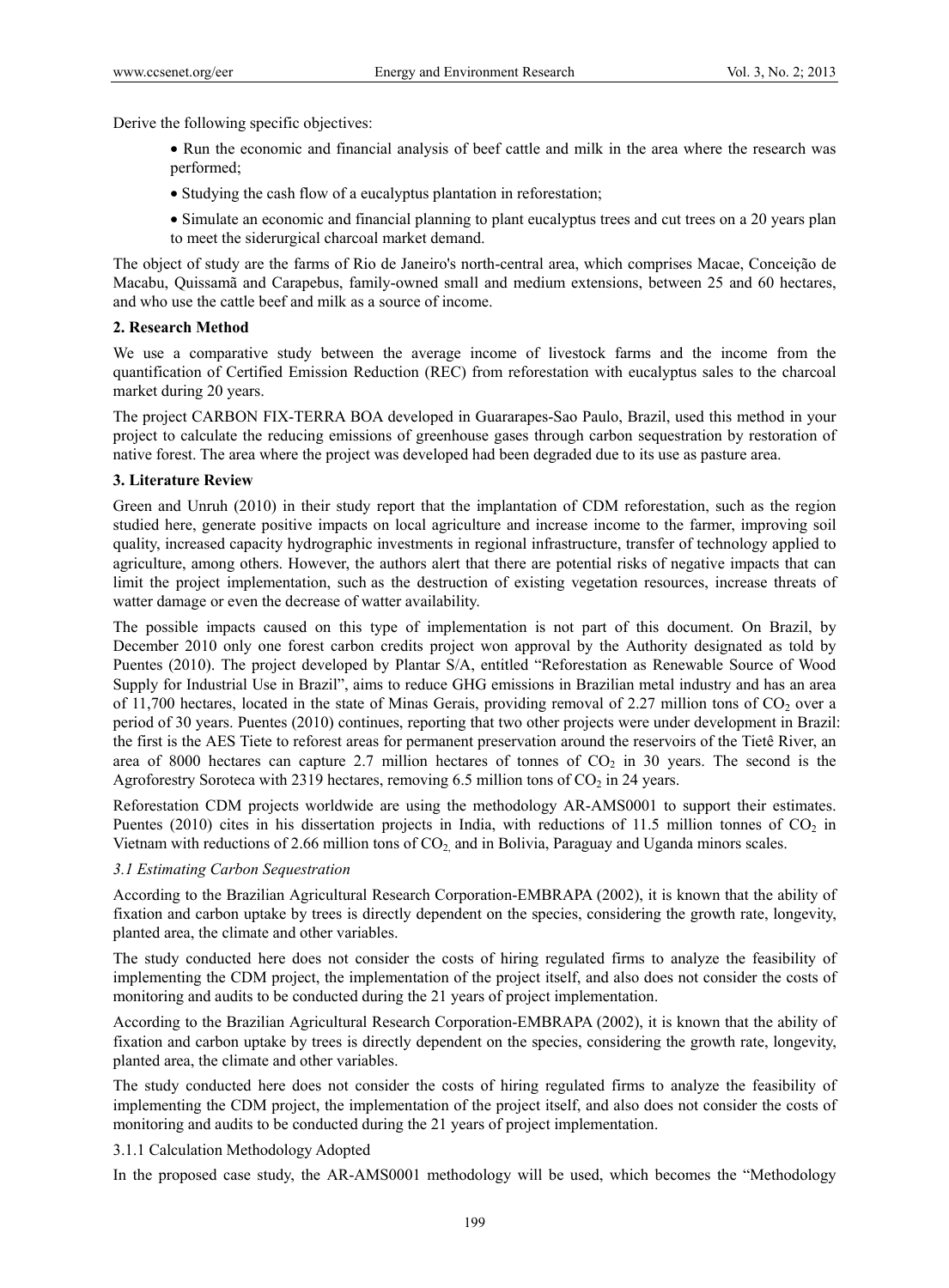Derive the following specific objectives:

- Run the economic and financial analysis of beef cattle and milk in the area where the research was performed;
- Studying the cash flow of a eucalyptus plantation in reforestation;
- Simulate an economic and financial planning to plant eucalyptus trees and cut trees on a 20 years plan to meet the siderurgical charcoal market demand.

The object of study are the farms of Rio de Janeiro's north-central area, which comprises Macae, Conceição de Macabu, Quissamã and Carapebus, family-owned small and medium extensions, between 25 and 60 hectares, and who use the cattle beef and milk as a source of income.

## 2. Research Method

We use a comparative study between the average income of livestock farms and the income from the quantification of Certified Emission Reduction (REC) from reforestation with eucalyptus sales to the charcoal market during 20 years.

The project CARBON FIX-TERRA BOA developed in Guararapes-Sao Paulo, Brazil, used this method in your project to calculate the reducing emissions of greenhouse gases through carbon sequestration by restoration of native forest. The area where the project was developed had been degraded due to its use as pasture area.

## 3. Literature Review

Green and Unruh (2010) in their study report that the implantation of CDM reforestation, such as the region studied here, generate positive impacts on local agriculture and increase income to the farmer, improving soil quality, increased capacity hydrographic investments in regional infrastructure, transfer of technology applied to agriculture, among others. However, the authors alert that there are potential risks of negative impacts that can limit the project implementation, such as the destruction of existing vegetation resources, increase threats of watter damage or even the decrease of watter availability.

The possible impacts caused on this type of implementation is not part of this document. On Brazil, by December 2010 only one forest carbon credits project won approval by the Authority designated as told by Puentes (2010). The project developed by Plantar S/A, entitled "Reforestation as Renewable Source of Wood Supply for Industrial Use in Brazil", aims to reduce GHG emissions in Brazilian metal industry and has an area of 11,700 hectares, located in the state of Minas Gerais, providing removal of 2.27 million tons of $CO_2$ over a period of 30 years. Puentes (2010) continues, reporting that two other projects were under development in Brazil: the first is the AES Tiete to reforest areas for permanent preservation around the reservoirs of the Tietê River, an area of 8000 hectares can capture 2.7 million hectares of tonnes of $CO_2$ in 30 years. The second is the Agroforestry Soroteca with 2319 hectares, removing 6.5 million tons of $CO_2$ in 24 years.

Reforestation CDM projects worldwide are using the methodology AR-AMS0001 to support their estimates. Puentes (2010) cites in his dissertation projects in India, with reductions of 11.5 million tonnes of $CO_2$ in Vietnam with reductions of 2.66 million tons of $CO_2$, and in Bolivia, Paraguay and Uganda minors scales.

### *3.1 Estimating Carbon Sequestration*

According to the Brazilian Agricultural Research Corporation-EMBRAPA (2002), it is known that the ability of fixation and carbon uptake by trees is directly dependent on the species, considering the growth rate, longevity, planted area, the climate and other variables.

The study conducted here does not consider the costs of hiring regulated firms to analyze the feasibility of implementing the CDM project, the implementation of the project itself, and also does not consider the costs of monitoring and audits to be conducted during the 21 years of project implementation.

According to the Brazilian Agricultural Research Corporation-EMBRAPA (2002), it is known that the ability of fixation and carbon uptake by trees is directly dependent on the species, considering the growth rate, longevity, planted area, the climate and other variables.

The study conducted here does not consider the costs of hiring regulated firms to analyze the feasibility of implementing the CDM project, the implementation of the project itself, and also does not consider the costs of monitoring and audits to be conducted during the 21 years of project implementation.

#### 3.1.1 Calculation Methodology Adopted

In the proposed case study, the AR-AMS0001 methodology will be used, which becomes the "Methodology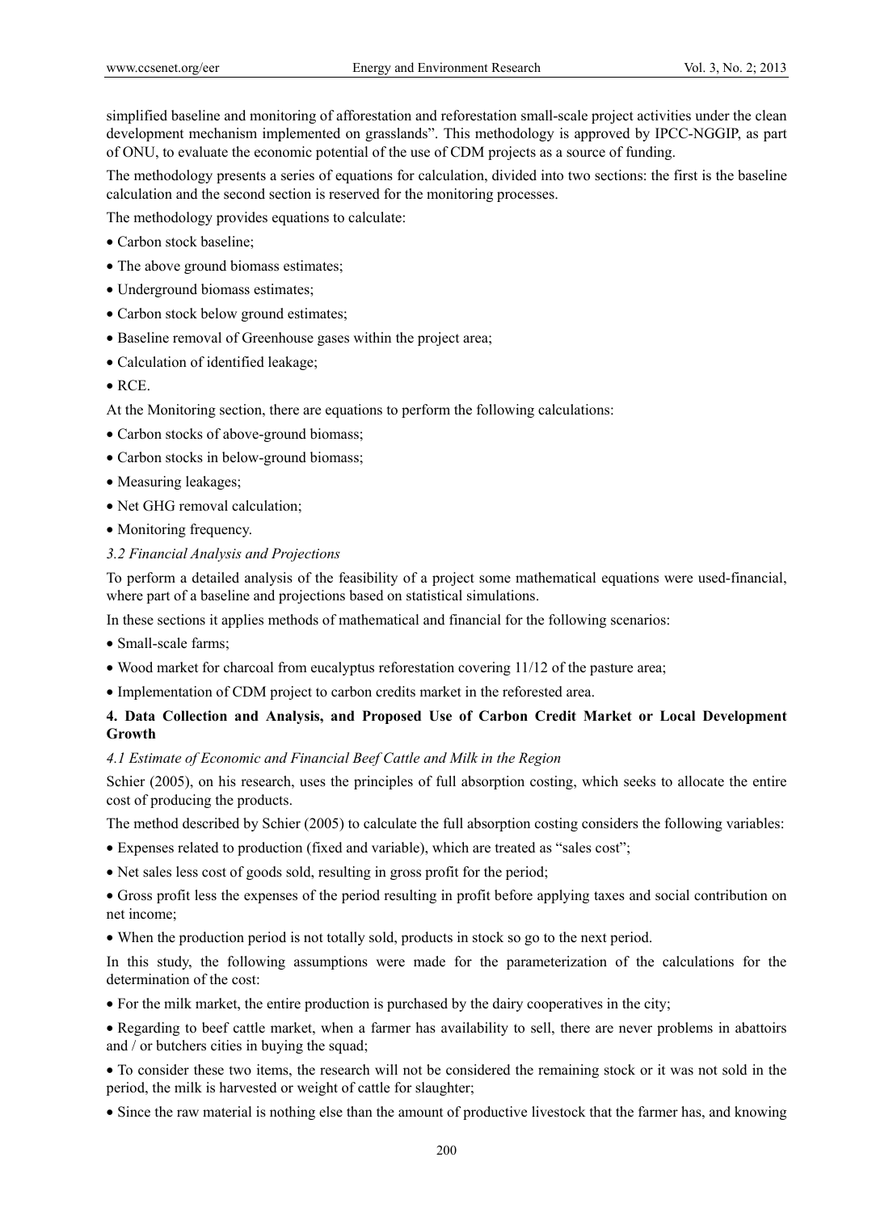simplified baseline and monitoring of afforestation and reforestation small-scale project activities under the clean development mechanism implemented on grasslands". This methodology is approved by IPCC-NGGIP, as part of ONU, to evaluate the economic potential of the use of CDM projects as a source of funding.

The methodology presents a series of equations for calculation, divided into two sections: the first is the baseline calculation and the second section is reserved for the monitoring processes.

The methodology provides equations to calculate:

- Carbon stock baseline;
- The above ground biomass estimates;
- Underground biomass estimates;
- Carbon stock below ground estimates;
- Baseline removal of Greenhouse gases within the project area;
- Calculation of identified leakage;
- RCE.

At the Monitoring section, there are equations to perform the following calculations:

- Carbon stocks of above-ground biomass;
- Carbon stocks in below-ground biomass;
- Measuring leakages;
- Net GHG removal calculation;
- Monitoring frequency.

### *3.2 Financial Analysis and Projections*

To perform a detailed analysis of the feasibility of a project some mathematical equations were used-financial, where part of a baseline and projections based on statistical simulations.

In these sections it applies methods of mathematical and financial for the following scenarios:

- Small-scale farms;
- Wood market for charcoal from eucalyptus reforestation covering 11/12 of the pasture area;
- Implementation of CDM project to carbon credits market in the reforested area.

## **4. Data Collection and Analysis, and Proposed Use of Carbon Credit Market or Local Development Growth**

### *4.1 Estimate of Economic and Financial Beef Cattle and Milk in the Region*

Schier (2005), on his research, uses the principles of full absorption costing, which seeks to allocate the entire cost of producing the products.

The method described by Schier (2005) to calculate the full absorption costing considers the following variables:

- Expenses related to production (fixed and variable), which are treated as "sales cost";
- Net sales less cost of goods sold, resulting in gross profit for the period;
- Gross profit less the expenses of the period resulting in profit before applying taxes and social contribution on net income;
- When the production period is not totally sold, products in stock so go to the next period.

In this study, the following assumptions were made for the parameterization of the calculations for the determination of the cost:

- For the milk market, the entire production is purchased by the dairy cooperatives in the city;
- Regarding to beef cattle market, when a farmer has availability to sell, there are never problems in abattoirs and / or butchers cities in buying the squad;
- To consider these two items, the research will not be considered the remaining stock or it was not sold in the period, the milk is harvested or weight of cattle for slaughter;
- Since the raw material is nothing else than the amount of productive livestock that the farmer has, and knowing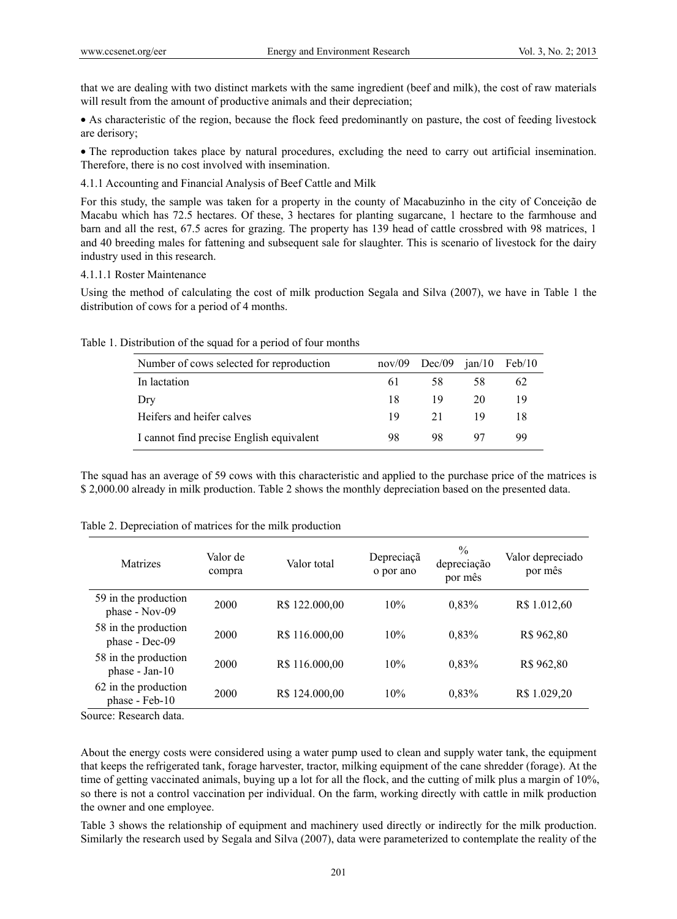that we are dealing with two distinct markets with the same ingredient (beef and milk), the cost of raw materials will result from the amount of productive animals and their depreciation;

- As characteristic of the region, because the flock feed predominantly on pasture, the cost of feeding livestock are derisory;
- The reproduction takes place by natural procedures, excluding the need to carry out artificial insemination. Therefore, there is no cost involved with insemination.

#### 4.1.1 Accounting and Financial Analysis of Beef Cattle and Milk

For this study, the sample was taken for a property in the county of Macabuzinho in the city of Conceição de Macabu which has 72.5 hectares. Of these, 3 hectares for planting sugarcane, 1 hectare to the farmhouse and barn and all the rest, 67.5 acres for grazing. The property has 139 head of cattle crossbred with 98 matrices, 1 and 40 breeding males for fattening and subsequent sale for slaughter. This is scenario of livestock for the dairy industry used in this research.

##### 4.1.1.1 Roster Maintenance

Using the method of calculating the cost of milk production Segala and Silva (2007), we have in Table 1 the distribution of cows for a period of 4 months.

Table 1. Distribution of the squad for a period of four months

| Number of cows selected for reproduction | nov/09 | Dec/09 | jan/10 | Feb/10 |
|---|---|---|---|---|
| In lactation | 61 | 58 | 58 | 62 |
| Dry | 18 | 19 | 20 | 19 |
| Heifers and heifer calves | 19 | 21 | 19 | 18 |
| I cannot find precise English equivalent | 98 | 98 | 97 | 99 |

The squad has an average of 59 cows with this characteristic and applied to the purchase price of the matrices is $ 2,000.00 already in milk production. Table 2 shows the monthly depreciation based on the presented data.

Table 2. Depreciation of matrices for the milk production

| Matrizes | Valor de compra | Valor total | Depreciação por ano | % depreciação por mês | Valor depreciado por mês |
|---|---|---|---|---|---|
| 59 in the production phase - Nov-09 | 2000 | R$ 122.000,00 | 10% | 0,83% | R$ 1.012,60 |
| 58 in the production phase - Dec-09 | 2000 | R$ 116.000,00 | 10% | 0,83% | R$ 962,80 |
| 58 in the production phase - Jan-10 | 2000 | R$ 116.000,00 | 10% | 0,83% | R$ 962,80 |
| 62 in the production phase - Feb-10 | 2000 | R$ 124.000,00 | 10% | 0,83% | R$ 1.029,20 |

Source: Research data.

About the energy costs were considered using a water pump used to clean and supply water tank, the equipment that keeps the refrigerated tank, forage harvester, tractor, milking equipment of the cane shredder (forage). At the time of getting vaccinated animals, buying up a lot for all the flock, and the cutting of milk plus a margin of 10%, so there is not a control vaccination per individual. On the farm, working directly with cattle in milk production the owner and one employee.

Table 3 shows the relationship of equipment and machinery used directly or indirectly for the milk production. Similarly the research used by Segala and Silva (2007), data were parameterized to contemplate the reality of the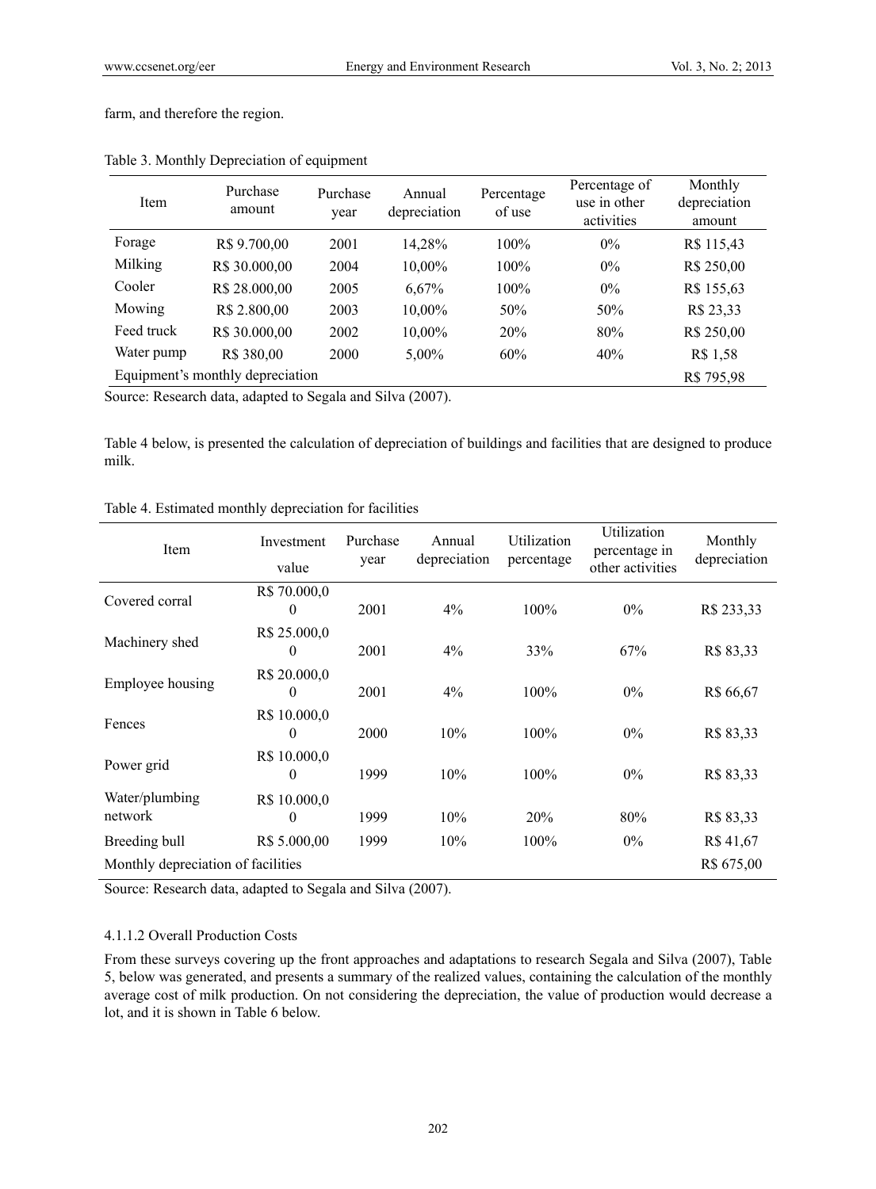farm, and therefore the region.

Table 3. Monthly Depreciation of equipment

| Item | Purchase amount | Purchase year | Annual depreciation | Percentage of use | Percentage of use in other activities | Monthly depreciation amount |
|---|---|---|---|---|---|---|
| Forage | R$ 9.700,00 | 2001 | 14,28% | 100% | 0% | R$ 115,43 |
| Milking | R$ 30.000,00 | 2004 | 10,00% | 100% | 0% | R$ 250,00 |
| Cooler | R$ 28.000,00 | 2005 | 6,67% | 100% | 0% | R$ 155,63 |
| Mowing | R$ 2.800,00 | 2003 | 10,00% | 50% | 50% | R$ 23,33 |
| Feed truck | R$ 30.000,00 | 2002 | 10,00% | 20% | 80% | R$ 250,00 |
| Water pump | R$ 380,00 | 2000 | 5,00% | 60% | 40% | R$ 1,58 |
| Equipment's monthly depreciation | | | | | | R$ 795,98 |

Source: Research data, adapted to Segala and Silva (2007).

Table 4 below, is presented the calculation of depreciation of buildings and facilities that are designed to produce milk.

Table 4. Estimated monthly depreciation for facilities

| Item | Investment value | Purchase year | Annual depreciation | Utilization percentage | Utilization percentage in other activities | Monthly depreciation |
|---|---|---|---|---|---|---|
| Covered corral | R$ 70.000,00 | 2001 | 4% | 100% | 0% | R$ 233,33 |
| Machinery shed | R$ 25.000,00 | 2001 | 4% | 33% | 67% | R$ 83,33 |
| Employee housing | R$ 20.000,00 | 2001 | 4% | 100% | 0% | R$ 66,67 |
| Fences | R$ 10.000,00 | 2000 | 10% | 100% | 0% | R$ 83,33 |
| Power grid | R$ 10.000,00 | 1999 | 10% | 100% | 0% | R$ 83,33 |
| Water/plumbing network | R$ 10.000,00 | 1999 | 10% | 20% | 80% | R$ 83,33 |
| Breeding bull | R$ 5.000,00 | 1999 | 10% | 100% | 0% | R$ 41,67 |
| Monthly depreciation of facilities | | | | | | R$ 675,00 |

Source: Research data, adapted to Segala and Silva (2007).

#### 4.1.1.2 Overall Production Costs

From these surveys covering up the front approaches and adaptations to research Segala and Silva (2007), Table 5, below was generated, and presents a summary of the realized values, containing the calculation of the monthly average cost of milk production. On not considering the depreciation, the value of production would decrease a lot, and it is shown in Table 6 below.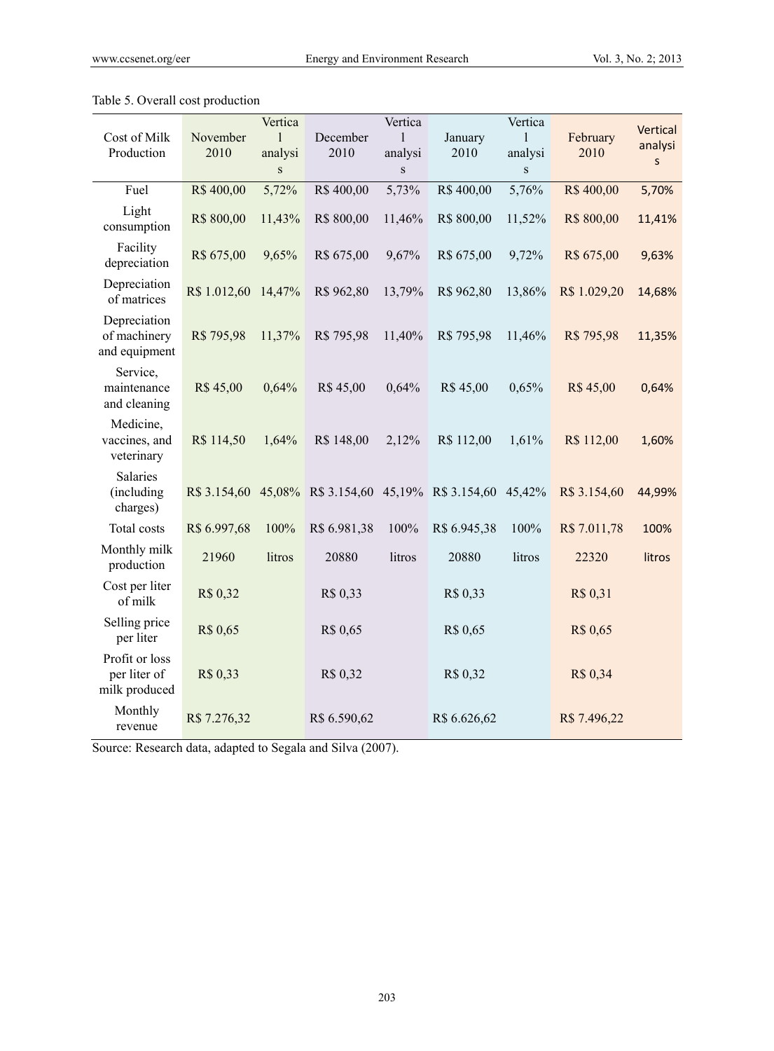Table 5. Overall cost production

| Cost of Milk Production | November 2010 | Vertical analysis | December 2010 | Vertical analysis | January 2010 | Vertical analysis | February 2010 | Vertical analysis |
|---|---|---|---|---|---|---|---|---|
| Fuel | R$ 400,00 | 5,72% | R$ 400,00 | 5,73% | R$ 400,00 | 5,76% | R$ 400,00 | 5,70% |
| Light consumption | R$ 800,00 | 11,43% | R$ 800,00 | 11,46% | R$ 800,00 | 11,52% | R$ 800,00 | 11,41% |
| Facility depreciation | R$ 675,00 | 9,65% | R$ 675,00 | 9,67% | R$ 675,00 | 9,72% | R$ 675,00 | 9,63% |
| Depreciation of matrices | R$ 1.012,60 | 14,47% | R$ 962,80 | 13,79% | R$ 962,80 | 13,86% | R$ 1.029,20 | 14,68% |
| Depreciation of machinery and equipment | R$ 795,98 | 11,37% | R$ 795,98 | 11,40% | R$ 795,98 | 11,46% | R$ 795,98 | 11,35% |
| Service, maintenance and cleaning | R$ 45,00 | 0,64% | R$ 45,00 | 0,64% | R$ 45,00 | 0,65% | R$ 45,00 | 0,64% |
| Medicine, vaccines, and veterinary | R$ 114,50 | 1,64% | R$ 148,00 | 2,12% | R$ 112,00 | 1,61% | R$ 112,00 | 1,60% |
| Salaries (including charges) | R$ 3.154,60 | 45,08% | R$ 3.154,60 | 45,19% | R$ 3.154,60 | 45,42% | R$ 3.154,60 | 44,99% |
| Total costs | R$ 6.997,68 | 100% | R$ 6.981,38 | 100% | R$ 6.945,38 | 100% | R$ 7.011,78 | 100% |
| Monthly milk production | 21960 | litros | 20880 | litros | 20880 | litros | 22320 | litros |
| Cost per liter of milk | R$ 0,32 | | R$ 0,33 | | R$ 0,33 | | R$ 0,31 | |
| Selling price per liter | R$ 0,65 | | R$ 0,65 | | R$ 0,65 | | R$ 0,65 | |
| Profit or loss per liter of milk produced | R$ 0,33 | | R$ 0,32 | | R$ 0,32 | | R$ 0,34 | |
| Monthly revenue | R$ 7.276,32 | | R$ 6.590,62 | | R$ 6.626,62 | | R$ 7.496,22 | |

Source: Research data, adapted to Segala and Silva (2007).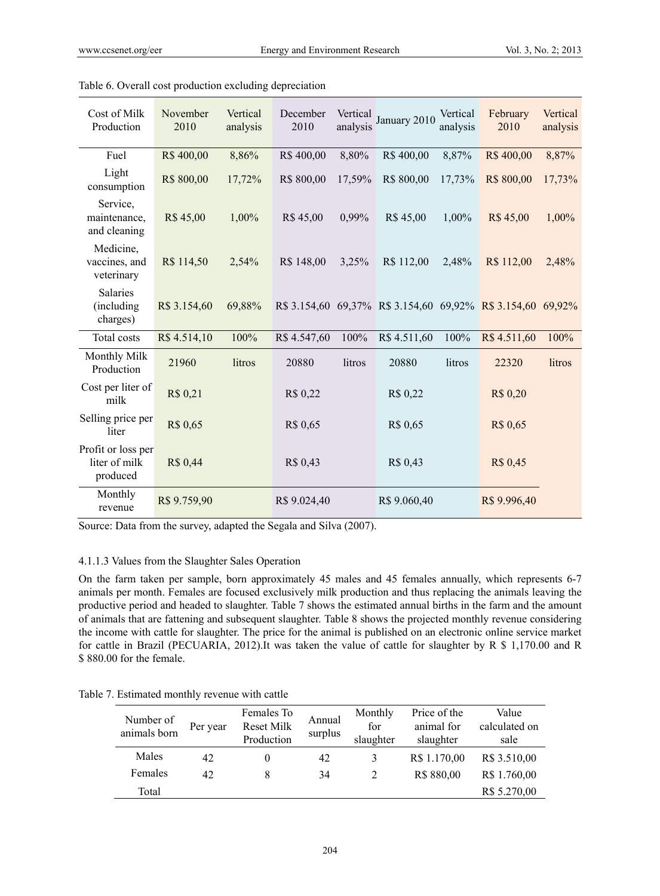Table 6. Overall cost production excluding depreciation

| Cost of Milk Production | November 2010 | Vertical analysis | December 2010 | Vertical analysis | January 2010 | Vertical analysis | February 2010 | Vertical analysis |
|---|---|---|---|---|---|---|---|---|
| Fuel | R$ 400,00 | 8,86% | R$ 400,00 | 8,80% | R$ 400,00 | 8,87% | R$ 400,00 | 8,87% |
| Light consumption | R$ 800,00 | 17,72% | R$ 800,00 | 17,59% | R$ 800,00 | 17,73% | R$ 800,00 | 17,73% |
| Service, maintenance, and cleaning | R$ 45,00 | 1,00% | R$ 45,00 | 0,99% | R$ 45,00 | 1,00% | R$ 45,00 | 1,00% |
| Medicine, vaccines, and veterinary | R$ 114,50 | 2,54% | R$ 148,00 | 3,25% | R$ 112,00 | 2,48% | R$ 112,00 | 2,48% |
| Salaries (including charges) | R$ 3.154,60 | 69,88% | R$ 3.154,60 | 69,37% | R$ 3.154,60 | 69,92% | R$ 3.154,60 | 69,92% |
| Total costs | R$ 4.514,10 | 100% | R$ 4.547,60 | 100% | R$ 4.511,60 | 100% | R$ 4.511,60 | 100% |
| Monthly Milk Production | 21960 | litros | 20880 | litros | 20880 | litros | 22320 | litros |
| Cost per liter of milk | R$ 0,21 | | R$ 0,22 | | R$ 0,22 | | R$ 0,20 | |
| Selling price per liter | R$ 0,65 | | R$ 0,65 | | R$ 0,65 | | R$ 0,65 | |
| Profit or loss per liter of milk produced | R$ 0,44 | | R$ 0,43 | | R$ 0,43 | | R$ 0,45 | |
| Monthly revenue | R$ 9.759,90 | | R$ 9.024,40 | | R$ 9.060,40 | | R$ 9.996,40 | |

Source: Data from the survey, adapted the Segala and Silva (2007).

#### 4.1.1.3 Values from the Slaughter Sales Operation

On the farm taken per sample, born approximately 45 males and 45 females annually, which represents 6-7 animals per month. Females are focused exclusively milk production and thus replacing the animals leaving the productive period and headed to slaughter. Table 7 shows the estimated annual births in the farm and the amount of animals that are fattening and subsequent slaughter. Table 8 shows the projected monthly revenue considering the income with cattle for slaughter. The price for the animal is published on an electronic online service market for cattle in Brazil (PECUARIA, 2012).It was taken the value of cattle for slaughter by R $ 1,170.00 and R $ 880.00 for the female.

Table 7. Estimated monthly revenue with cattle

| Number of animals born | Per year | Females To Reset Milk Production | Annual surplus | Monthly for slaughter | Price of the animal for slaughter | Value calculated on sale |
|---|---|---|---|---|---|---|
| Males | 42 | 0 | 42 | 3 | R$ 1.170,00 | R$ 3.510,00 |
| Females | 42 | 8 | 34 | 2 | R$ 880,00 | R$ 1.760,00 |
| Total | | | | | | R$ 5.270,00 |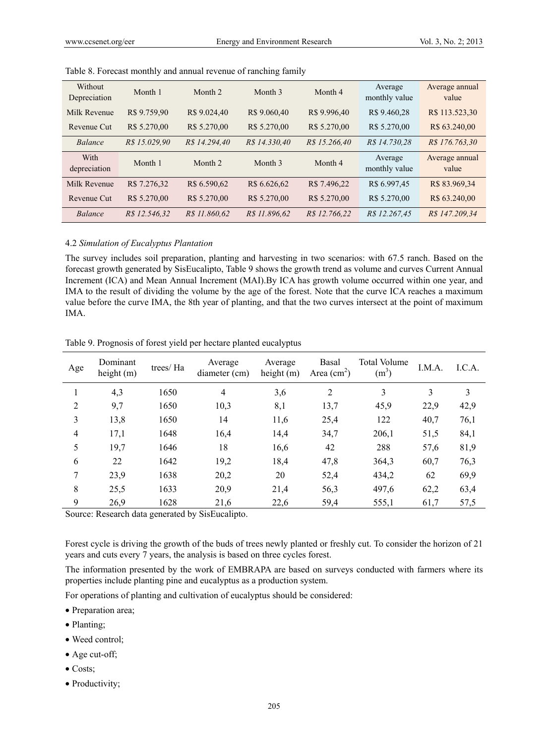Table 8. Forecast monthly and annual revenue of ranching family

| Without Depreciation | Month 1 | Month 2 | Month 3 | Month 4 | Average monthly value | Average annual value |
|---|---|---|---|---|---|---|
| Milk Revenue | R$ 9.759,90 | R$ 9.024,40 | R$ 9.060,40 | R$ 9.996,40 | R$ 9.460,28 | R$ 113.523,30 |
| Revenue Cut | R$ 5.270,00 | R$ 5.270,00 | R$ 5.270,00 | R$ 5.270,00 | R$ 5.270,00 | R$ 63.240,00 |
| *Balance* | *R$ 15.029,90* | *R$ 14.294,40* | *R$ 14.330,40* | *R$ 15.266,40* | *R$ 14.730,28* | *R$ 176.763,30* |
| With depreciation | Month 1 | Month 2 | Month 3 | Month 4 | Average monthly value | Average annual value |
| Milk Revenue | R$ 7.276,32 | R$ 6.590,62 | R$ 6.626,62 | R$ 7.496,22 | R$ 6.997,45 | R$ 83.969,34 |
| Revenue Cut | R$ 5.270,00 | R$ 5.270,00 | R$ 5.270,00 | R$ 5.270,00 | R$ 5.270,00 | R$ 63.240,00 |
| *Balance* | *R$ 12.546,32* | *R$ 11.860,62* | *R$ 11.896,62* | *R$ 12.766,22* | *R$ 12.267,45* | *R$ 147.209,34* |

### 4.2 *Simulation of Eucalyptus Plantation*

The survey includes soil preparation, planting and harvesting in two scenarios: with 67.5 ranch. Based on the forecast growth generated by SisEucalipto, Table 9 shows the growth trend as volume and curves Current Annual Increment (ICA) and Mean Annual Increment (MAI).By ICA has growth volume occurred within one year, and IMA to the result of dividing the volume by the age of the forest. Note that the curve ICA reaches a maximum value before the curve IMA, the 8th year of planting, and that the two curves intersect at the point of maximum IMA.

Table 9. Prognosis of forest yield per hectare planted eucalyptus

| Age | Dominant height (m) | trees/ Ha | Average diameter (cm) | Average height (m) | Basal Area ($cm^2$) | Total Volume ($m^3$) | I.M.A. | I.C.A. |
|---|---|---|---|---|---|---|---|---|
| 1 | 4,3 | 1650 | 4 | 3,6 | 2 | 3 | 3 | 3 |
| 2 | 9,7 | 1650 | 10,3 | 8,1 | 13,7 | 45,9 | 22,9 | 42,9 |
| 3 | 13,8 | 1650 | 14 | 11,6 | 25,4 | 122 | 40,7 | 76,1 |
| 4 | 17,1 | 1648 | 16,4 | 14,4 | 34,7 | 206,1 | 51,5 | 84,1 |
| 5 | 19,7 | 1646 | 18 | 16,6 | 42 | 288 | 57,6 | 81,9 |
| 6 | 22 | 1642 | 19,2 | 18,4 | 47,8 | 364,3 | 60,7 | 76,3 |
| 7 | 23,9 | 1638 | 20,2 | 20 | 52,4 | 434,2 | 62 | 69,9 |
| 8 | 25,5 | 1633 | 20,9 | 21,4 | 56,3 | 497,6 | 62,2 | 63,4 |
| 9 | 26,9 | 1628 | 21,6 | 22,6 | 59,4 | 555,1 | 61,7 | 57,5 |

Source: Research data generated by SisEucalipto.

Forest cycle is driving the growth of the buds of trees newly planted or freshly cut. To consider the horizon of 21 years and cuts every 7 years, the analysis is based on three cycles forest.

The information presented by the work of EMBRAPA are based on surveys conducted with farmers where its properties include planting pine and eucalyptus as a production system.

For operations of planting and cultivation of eucalyptus should be considered:

- Preparation area;
- Planting;
- Weed control;
- Age cut-off;
- Costs;
- Productivity;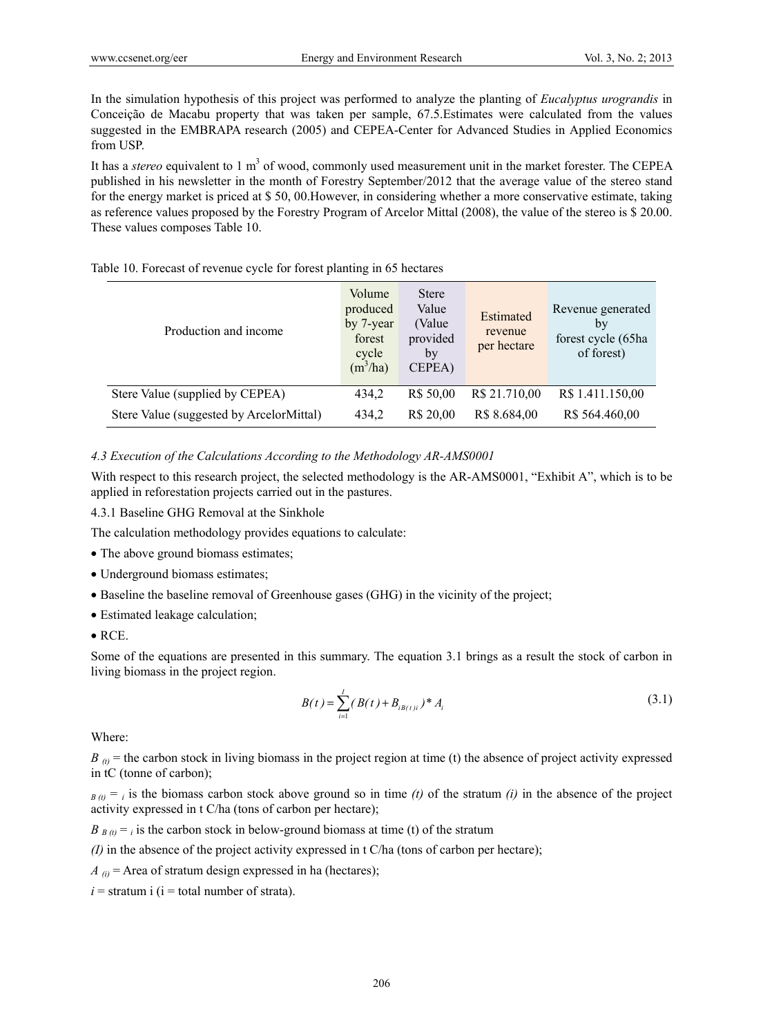In the simulation hypothesis of this project was performed to analyze the planting of *Eucalyptus urograndis* in Conceição de Macabu property that was taken per sample, 67.5.Estimates were calculated from the values suggested in the EMBRAPA research (2005) and CEPEA-Center for Advanced Studies in Applied Economics from USP.

It has a *stereo* equivalent to 1 $m^3$ of wood, commonly used measurement unit in the market forester. The CEPEA published in his newsletter in the month of Forestry September/2012 that the average value of the stereo stand for the energy market is priced at $ 50, 00.However, in considering whether a more conservative estimate, taking as reference values proposed by the Forestry Program of Arcelor Mittal (2008), the value of the stereo is $ 20.00. These values composes Table 10.

Table 10. Forecast of revenue cycle for forest planting in 65 hectares

| Production and income | Volume produced by 7-year forest cycle ($m^3$/ha) | Stere Value (Value provided by CEPEA) | Estimated revenue per hectare | Revenue generated by forest cycle (65ha of forest) |
|---|---|---|---|---|
| Stere Value (supplied by CEPEA) | 434,2 | R$ 50,00 | R$ 21.710,00 | R$ 1.411.150,00 |
| Stere Value (suggested by ArcelorMittal) | 434,2 | R$ 20,00 | R$ 8.684,00 | R$ 564.460,00 |

#### *4.3 Execution of the Calculations According to the Methodology AR-AMS0001*

With respect to this research project, the selected methodology is the AR-AMS0001, "Exhibit A", which is to be applied in reforestation projects carried out in the pastures.

##### 4.3.1 Baseline GHG Removal at the Sinkhole

The calculation methodology provides equations to calculate:

- The above ground biomass estimates;
- Underground biomass estimates;
- Baseline the baseline removal of Greenhouse gases (GHG) in the vicinity of the project;
- Estimated leakage calculation;
- RCE.

Some of the equations are presented in this summary. The equation 3.1 brings as a result the stock of carbon in living biomass in the project region.

$$B(t) = \sum_{i=1}^{I} (B(t) + B_{iB(t)i}) * A_i \tag{3.1}$$

Where:

$B_{(t)}$ = the carbon stock in living biomass in the project region at time (t) the absence of project activity expressed in tC (tonne of carbon);

$_{B(t)} = {}_i$ is the biomass carbon stock above ground so in time *(t)* of the stratum *(i)* in the absence of the project activity expressed in t C/ha (tons of carbon per hectare);

$B_{B(t)} = {}_i$ is the carbon stock in below-ground biomass at time (t) of the stratum

*(I)* in the absence of the project activity expressed in t C/ha (tons of carbon per hectare);

$A_{(i)}$ = Area of stratum design expressed in ha (hectares);

$i$ = stratum i (i = total number of strata).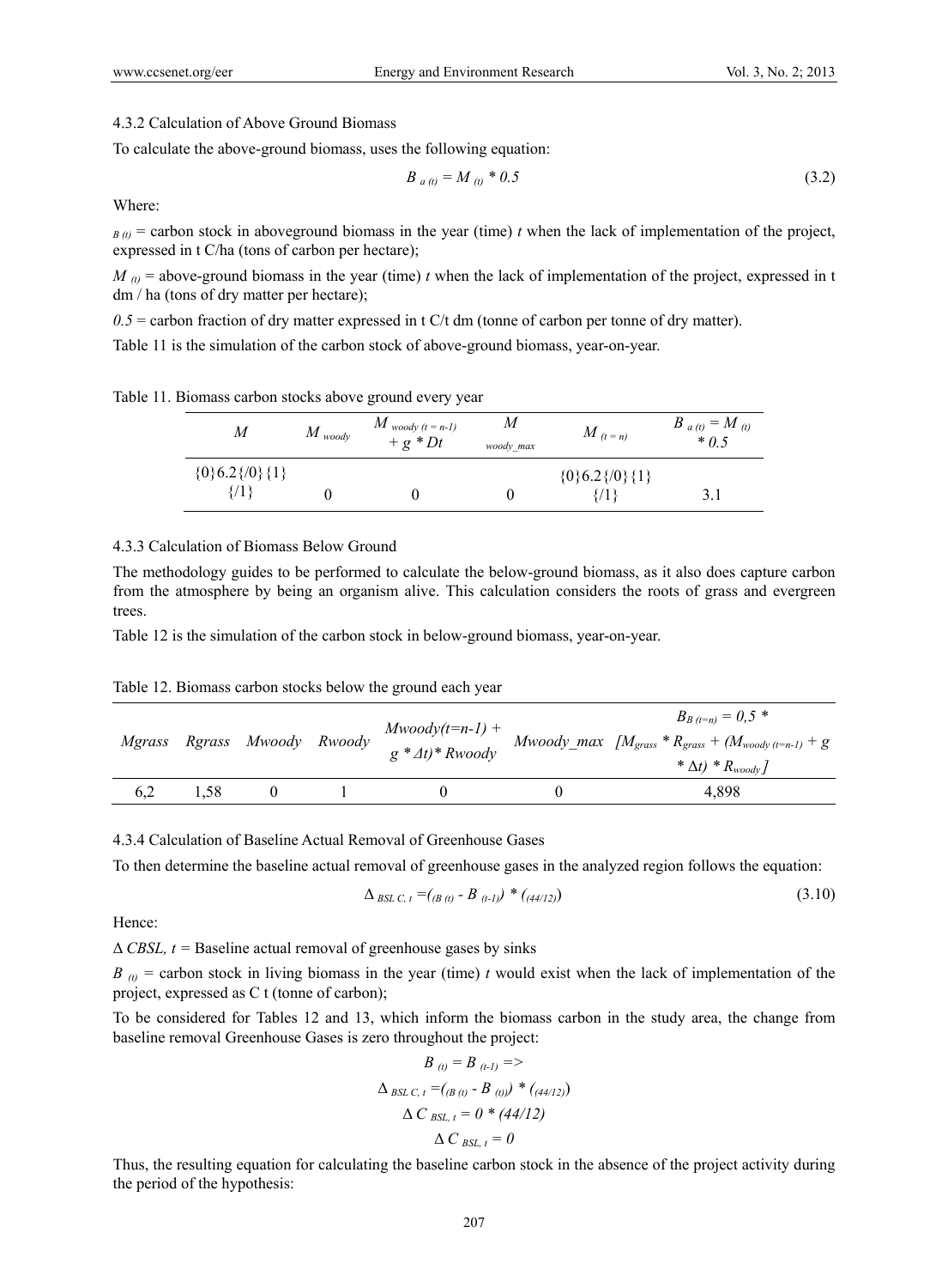4.3.2 Calculation of Above Ground Biomass

To calculate the above-ground biomass, uses the following equation:

$$B_{a\,(t)} = M_{(t)} * 0.5 \tag{3.2}$$

Where:

$_{B\,(t)}$ = carbon stock in aboveground biomass in the year (time) *t* when the lack of implementation of the project, expressed in t C/ha (tons of carbon per hectare);

$M_{(t)}$ = above-ground biomass in the year (time) *t* when the lack of implementation of the project, expressed in t dm / ha (tons of dry matter per hectare);

$0.5$ = carbon fraction of dry matter expressed in t C/t dm (tonne of carbon per tonne of dry matter).

Table 11 is the simulation of the carbon stock of above-ground biomass, year-on-year.

Table 11. Biomass carbon stocks above ground every year

| $M$ | $M_{woody}$ | $M_{woody\,(t=n-1)} + g * Dt$ | $M_{woody\_max}$ | $M_{(t=n)}$ | $B_{a\,(t)} = M_{(t)} * 0.5$ |
|---|---|---|---|---|---|
| {0}6.2{/0}{1}{/1} | 0 | 0 | 0 | {0}6.2{/0}{1}{/1} | 3.1 |

4.3.3 Calculation of Biomass Below Ground

The methodology guides to be performed to calculate the below-ground biomass, as it also does capture carbon from the atmosphere by being an organism alive. This calculation considers the roots of grass and evergreen trees.

Table 12 is the simulation of the carbon stock in below-ground biomass, year-on-year.

Table 12. Biomass carbon stocks below the ground each year

| Mgrass | Rgrass | Mwoody | Rwoody | Mwoody(t=n-1) + g * Δt)* Rwoody | Mwoody_max | $B_{B\,(t=n)} = 0{,}5 * [M_{grass} * R_{grass} + (M_{woody\,(t=n-1)} + g * \Delta t) * R_{woody}]$ |
|---|---|---|---|---|---|---|
| 6,2 | 1,58 | 0 | 1 | 0 | 0 | 4,898 |

4.3.4 Calculation of Baseline Actual Removal of Greenhouse Gases

To then determine the baseline actual removal of greenhouse gases in the analyzed region follows the equation:

$$\Delta_{BSL\,C,\,t} = (_{B\,(t)} - B_{\,(t-1)}) * (_{(44/12)}) \tag{3.10}$$

Hence:

$\Delta\, CBSL,\, t$ = Baseline actual removal of greenhouse gases by sinks

$B_{(t)}$ = carbon stock in living biomass in the year (time) *t* would exist when the lack of implementation of the project, expressed as C t (tonne of carbon);

To be considered for Tables 12 and 13, which inform the biomass carbon in the study area, the change from baseline removal Greenhouse Gases is zero throughout the project:

$$B_{(t)} = B_{(t-1)} =>$$

$$\Delta_{BSL\,C,\,t} = (_{B\,(t)} - B_{\,(t)}) * (_{(44/12)})$$

$$\Delta\, C_{BSL,\,t} = 0 * (44/12)$$

$$\Delta\, C_{BSL,\,t} = 0$$

Thus, the resulting equation for calculating the baseline carbon stock in the absence of the project activity during the period of the hypothesis: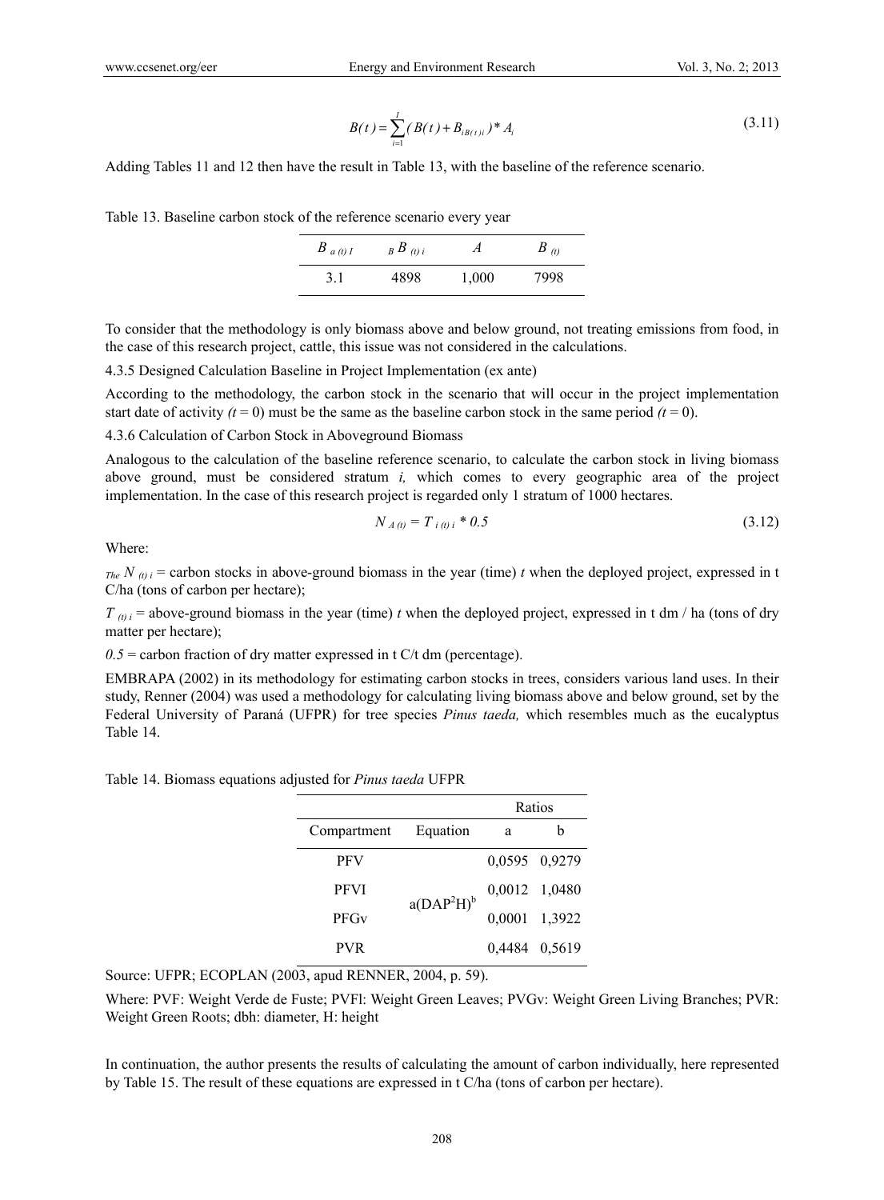$$B(t) = \sum_{i=1}^{I} ( B(t) + B_{iB(t)i} ) * A_i \tag{3.11}$$

Adding Tables 11 and 12 then have the result in Table 13, with the baseline of the reference scenario.

Table 13. Baseline carbon stock of the reference scenario every year

| $B_{a\ (t)\ I}$ | $_{B}B_{\ (t)\ i}$ | $A$ | $B_{\ (t)}$ |
|---|---|---|---|
| 3.1 | 4898 | 1,000 | 7998 |

To consider that the methodology is only biomass above and below ground, not treating emissions from food, in the case of this research project, cattle, this issue was not considered in the calculations.

4.3.5 Designed Calculation Baseline in Project Implementation (ex ante)

According to the methodology, the carbon stock in the scenario that will occur in the project implementation start date of activity *(t* = 0) must be the same as the baseline carbon stock in the same period *(t* = 0).

4.3.6 Calculation of Carbon Stock in Aboveground Biomass

Analogous to the calculation of the baseline reference scenario, to calculate the carbon stock in living biomass above ground, must be considered stratum *i,* which comes to every geographic area of the project implementation. In the case of this research project is regarded only 1 stratum of 1000 hectares.

$$N_{A\ (t)} = T_{i\ (t)\ i} * 0.5 \tag{3.12}$$

Where:

*The* $N_{(t)\ i}$ = carbon stocks in above-ground biomass in the year (time) *t* when the deployed project, expressed in t C/ha (tons of carbon per hectare);

$T_{(t)\ i}$ = above-ground biomass in the year (time) *t* when the deployed project, expressed in t dm / ha (tons of dry matter per hectare);

*0.5* = carbon fraction of dry matter expressed in t C/t dm (percentage).

EMBRAPA (2002) in its methodology for estimating carbon stocks in trees, considers various land uses. In their study, Renner (2004) was used a methodology for calculating living biomass above and below ground, set by the Federal University of Paraná (UFPR) for tree species *Pinus taeda,* which resembles much as the eucalyptus Table 14.

Table 14. Biomass equations adjusted for *Pinus taeda* UFPR

| | | Ratios | |
|---|---|---|---|
| Compartment | Equation | a | b |
| PFV | $a(DAP^2H)^b$ | 0,0595 | 0,9279 |
| PFVI | | 0,0012 | 1,0480 |
| PFGv | | 0,0001 | 1,3922 |
| PVR | | 0,4484 | 0,5619 |

Source: UFPR; ECOPLAN (2003, apud RENNER, 2004, p. 59).

Where: PVF: Weight Verde de Fuste; PVFl: Weight Green Leaves; PVGv: Weight Green Living Branches; PVR: Weight Green Roots; dbh: diameter, H: height

In continuation, the author presents the results of calculating the amount of carbon individually, here represented by Table 15. The result of these equations are expressed in t C/ha (tons of carbon per hectare).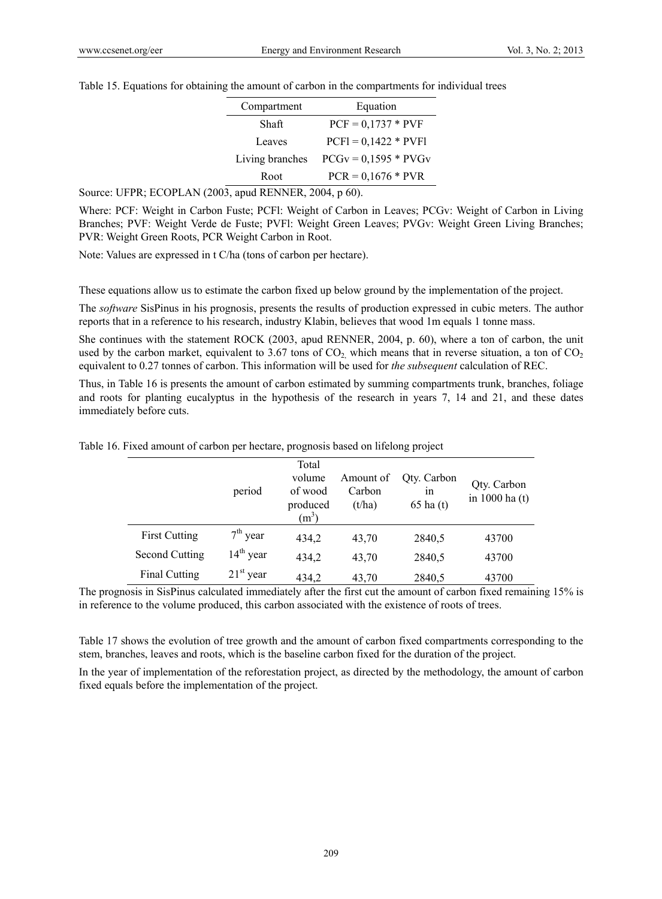Table 15. Equations for obtaining the amount of carbon in the compartments for individual trees

| Compartment | Equation |
|---|---|
| Shaft | PCF = 0,1737 * PVF |
| Leaves | PCFl = 0,1422 * PVFl |
| Living branches | PCGv = 0,1595 * PVGv |
| Root | PCR = 0,1676 * PVR |

Source: UFPR; ECOPLAN (2003, apud RENNER, 2004, p 60).

Where: PCF: Weight in Carbon Fuste; PCFl: Weight of Carbon in Leaves; PCGv: Weight of Carbon in Living Branches; PVF: Weight Verde de Fuste; PVFl: Weight Green Leaves; PVGv: Weight Green Living Branches; PVR: Weight Green Roots, PCR Weight Carbon in Root.

Note: Values are expressed in t C/ha (tons of carbon per hectare).

These equations allow us to estimate the carbon fixed up below ground by the implementation of the project.

The *software* SisPinus in his prognosis, presents the results of production expressed in cubic meters. The author reports that in a reference to his research, industry Klabin, believes that wood 1m equals 1 tonne mass.

She continues with the statement ROCK (2003, apud RENNER, 2004, p. 60), where a ton of carbon, the unit used by the carbon market, equivalent to 3.67 tons of $CO_2$, which means that in reverse situation, a ton of $CO_2$ equivalent to 0.27 tonnes of carbon. This information will be used for *the subsequent* calculation of REC.

Thus, in Table 16 is presents the amount of carbon estimated by summing compartments trunk, branches, foliage and roots for planting eucalyptus in the hypothesis of the research in years 7, 14 and 21, and these dates immediately before cuts.

Table 16. Fixed amount of carbon per hectare, prognosis based on lifelong project

| | period | Total volume of wood produced ($m^3$) | Amount of Carbon (t/ha) | Qty. Carbon in 65 ha (t) | Qty. Carbon in 1000 ha (t) |
|---|---|---|---|---|---|
| First Cutting | 7th year | 434,2 | 43,70 | 2840,5 | 43700 |
| Second Cutting | 14th year | 434,2 | 43,70 | 2840,5 | 43700 |
| Final Cutting | 21st year | 434,2 | 43,70 | 2840,5 | 43700 |

The prognosis in SisPinus calculated immediately after the first cut the amount of carbon fixed remaining 15% is in reference to the volume produced, this carbon associated with the existence of roots of trees.

Table 17 shows the evolution of tree growth and the amount of carbon fixed compartments corresponding to the stem, branches, leaves and roots, which is the baseline carbon fixed for the duration of the project.

In the year of implementation of the reforestation project, as directed by the methodology, the amount of carbon fixed equals before the implementation of the project.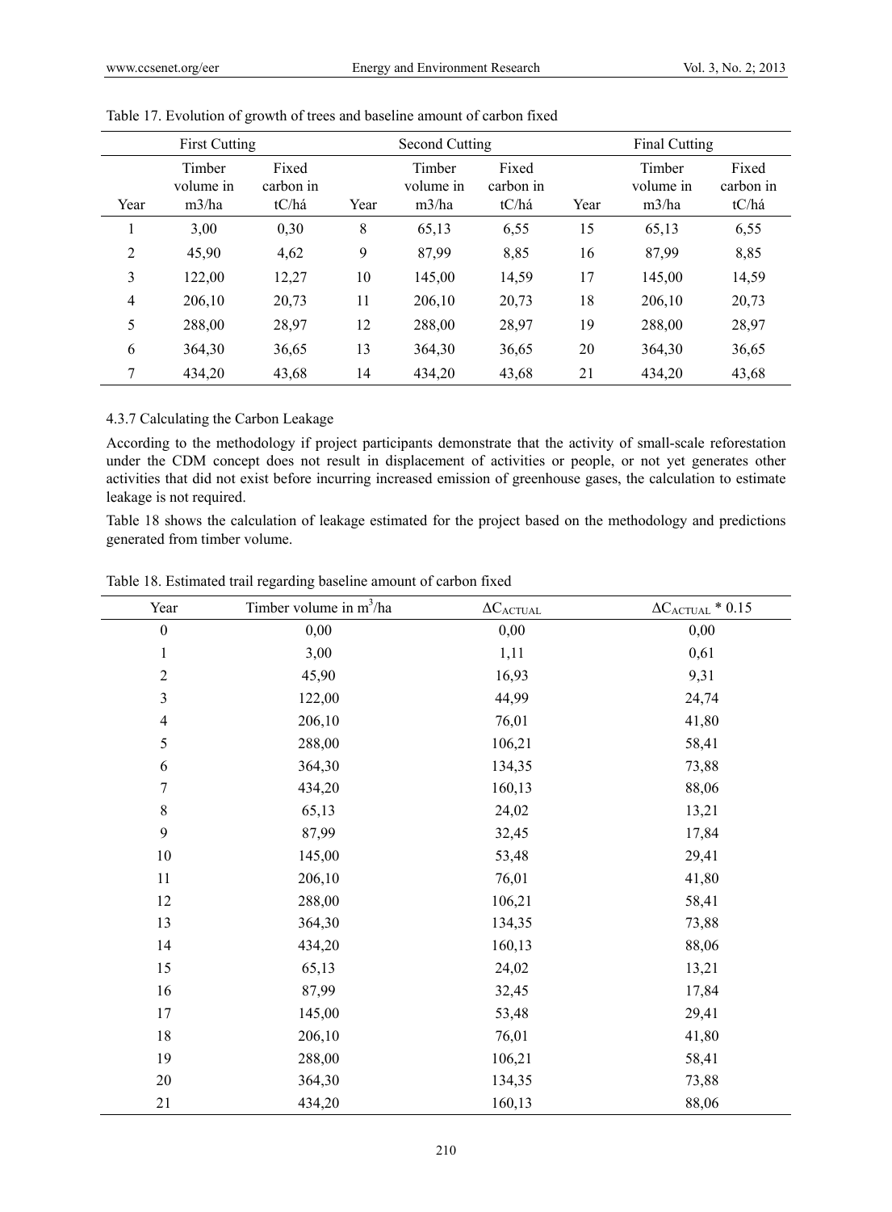Table 17. Evolution of growth of trees and baseline amount of carbon fixed

| First Cutting | | | Second Cutting | | | Final Cutting | | |
|---|---|---|---|---|---|---|---|---|
| Year | Timber volume in m3/ha | Fixed carbon in tC/há | Year | Timber volume in m3/ha | Fixed carbon in tC/há | Year | Timber volume in m3/ha | Fixed carbon in tC/há |
| 1 | 3,00 | 0,30 | 8 | 65,13 | 6,55 | 15 | 65,13 | 6,55 |
| 2 | 45,90 | 4,62 | 9 | 87,99 | 8,85 | 16 | 87,99 | 8,85 |
| 3 | 122,00 | 12,27 | 10 | 145,00 | 14,59 | 17 | 145,00 | 14,59 |
| 4 | 206,10 | 20,73 | 11 | 206,10 | 20,73 | 18 | 206,10 | 20,73 |
| 5 | 288,00 | 28,97 | 12 | 288,00 | 28,97 | 19 | 288,00 | 28,97 |
| 6 | 364,30 | 36,65 | 13 | 364,30 | 36,65 | 20 | 364,30 | 36,65 |
| 7 | 434,20 | 43,68 | 14 | 434,20 | 43,68 | 21 | 434,20 | 43,68 |

#### 4.3.7 Calculating the Carbon Leakage

According to the methodology if project participants demonstrate that the activity of small-scale reforestation under the CDM concept does not result in displacement of activities or people, or not yet generates other activities that did not exist before incurring increased emission of greenhouse gases, the calculation to estimate leakage is not required.

Table 18 shows the calculation of leakage estimated for the project based on the methodology and predictions generated from timber volume.

Table 18. Estimated trail regarding baseline amount of carbon fixed

| Year | Timber volume in $m^3$/ha | $\Delta C_{ACTUAL}$ | $\Delta C_{ACTUAL} * 0.15$ |
|---|---|---|---|
| 0 | 0,00 | 0,00 | 0,00 |
| 1 | 3,00 | 1,11 | 0,61 |
| 2 | 45,90 | 16,93 | 9,31 |
| 3 | 122,00 | 44,99 | 24,74 |
| 4 | 206,10 | 76,01 | 41,80 |
| 5 | 288,00 | 106,21 | 58,41 |
| 6 | 364,30 | 134,35 | 73,88 |
| 7 | 434,20 | 160,13 | 88,06 |
| 8 | 65,13 | 24,02 | 13,21 |
| 9 | 87,99 | 32,45 | 17,84 |
| 10 | 145,00 | 53,48 | 29,41 |
| 11 | 206,10 | 76,01 | 41,80 |
| 12 | 288,00 | 106,21 | 58,41 |
| 13 | 364,30 | 134,35 | 73,88 |
| 14 | 434,20 | 160,13 | 88,06 |
| 15 | 65,13 | 24,02 | 13,21 |
| 16 | 87,99 | 32,45 | 17,84 |
| 17 | 145,00 | 53,48 | 29,41 |
| 18 | 206,10 | 76,01 | 41,80 |
| 19 | 288,00 | 106,21 | 58,41 |
| 20 | 364,30 | 134,35 | 73,88 |
| 21 | 434,20 | 160,13 | 88,06 |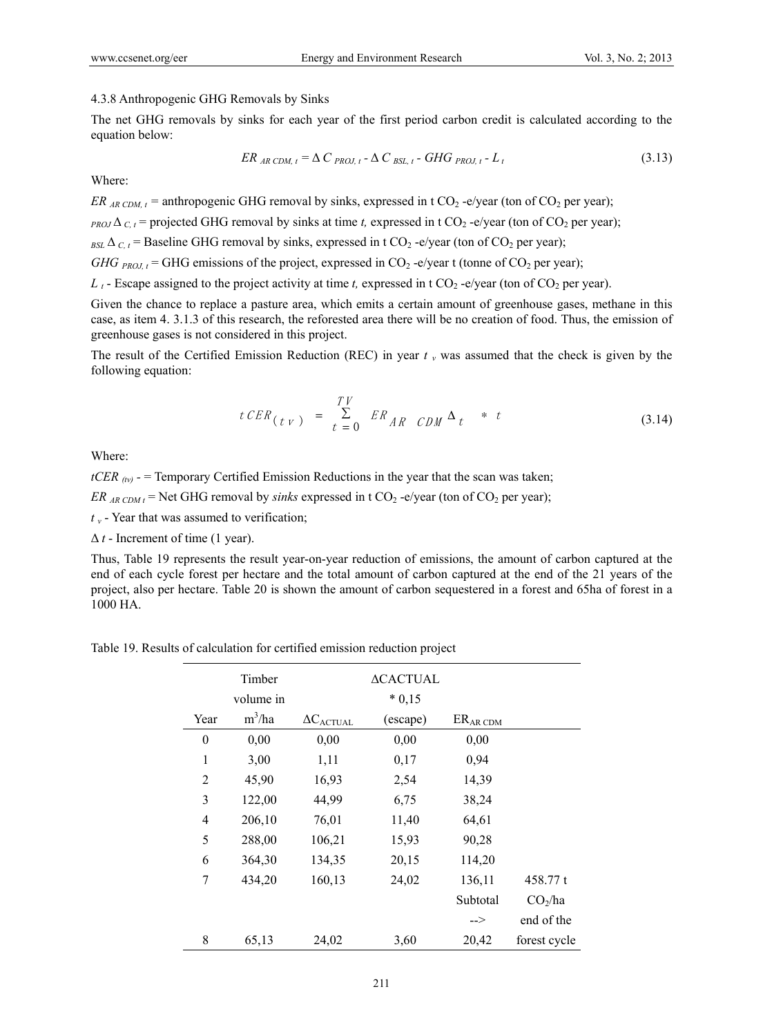4.3.8 Anthropogenic GHG Removals by Sinks

The net GHG removals by sinks for each year of the first period carbon credit is calculated according to the equation below:

$$ER_{AR\ CDM,\ t} = \Delta C_{PROJ,\ t} - \Delta C_{BSL,\ t} - GHG_{PROJ,\ t} - L_t \tag{3.13}$$

Where:

$ER_{AR\ CDM,\ t}$ = anthropogenic GHG removal by sinks, expressed in t $CO_2$ -e/year (ton of $CO_2$ per year);

${}_{PROJ}\Delta_{C,\ t}$ = projected GHG removal by sinks at time *t,* expressed in t $CO_2$ -e/year (ton of $CO_2$ per year);

${}_{BSL}\Delta_{C,\ t}$ = Baseline GHG removal by sinks, expressed in t $CO_2$ -e/year (ton of $CO_2$ per year);

$GHG_{PROJ,\ t}$ = GHG emissions of the project, expressed in $CO_2$ -e/year t (tonne of $CO_2$ per year);

$L_t$ - Escape assigned to the project activity at time *t,* expressed in t $CO_2$ -e/year (ton of $CO_2$ per year).

Given the chance to replace a pasture area, which emits a certain amount of greenhouse gases, methane in this case, as item 4. 3.1.3 of this research, the reforested area there will be no creation of food. Thus, the emission of greenhouse gases is not considered in this project.

The result of the Certified Emission Reduction (REC) in year $t_v$ was assumed that the check is given by the following equation:

$$tCER_{(tv)} = \sum_{t=0}^{TV} ER_{AR\ \ CDM}\Delta_t \quad * \ t \tag{3.14}$$

Where:

$tCER_{(tv)}$ - = Temporary Certified Emission Reductions in the year that the scan was taken;

$ER_{AR\ CDM\ t}$ = Net GHG removal by *sinks* expressed in t $CO_2$ -e/year (ton of $CO_2$ per year);

$t_v$ - Year that was assumed to verification;

$\Delta t$ - Increment of time (1 year).

Thus, Table 19 represents the result year-on-year reduction of emissions, the amount of carbon captured at the end of each cycle forest per hectare and the total amount of carbon captured at the end of the 21 years of the project, also per hectare. Table 20 is shown the amount of carbon sequestered in a forest and 65ha of forest in a 1000 HA.

Table 19. Results of calculation for certified emission reduction project

| Year | Timber volume in $m^3$/ha | $\Delta C_{ACTUAL}$ | ΔCACTUAL * 0,15 (escape) | $ER_{AR\ CDM}$ | |
|---|---|---|---|---|---|
| 0 | 0,00 | 0,00 | 0,00 | 0,00 | |
| 1 | 3,00 | 1,11 | 0,17 | 0,94 | |
| 2 | 45,90 | 16,93 | 2,54 | 14,39 | |
| 3 | 122,00 | 44,99 | 6,75 | 38,24 | |
| 4 | 206,10 | 76,01 | 11,40 | 64,61 | |
| 5 | 288,00 | 106,21 | 15,93 | 90,28 | |
| 6 | 364,30 | 134,35 | 20,15 | 114,20 | |
| 7 | 434,20 | 160,13 | 24,02 | 136,11 | 458.77 t |
| | | | | Subtotal | $CO_2$/ha |
| | | | | --> | end of the |
| 8 | 65,13 | 24,02 | 3,60 | 20,42 | forest cycle |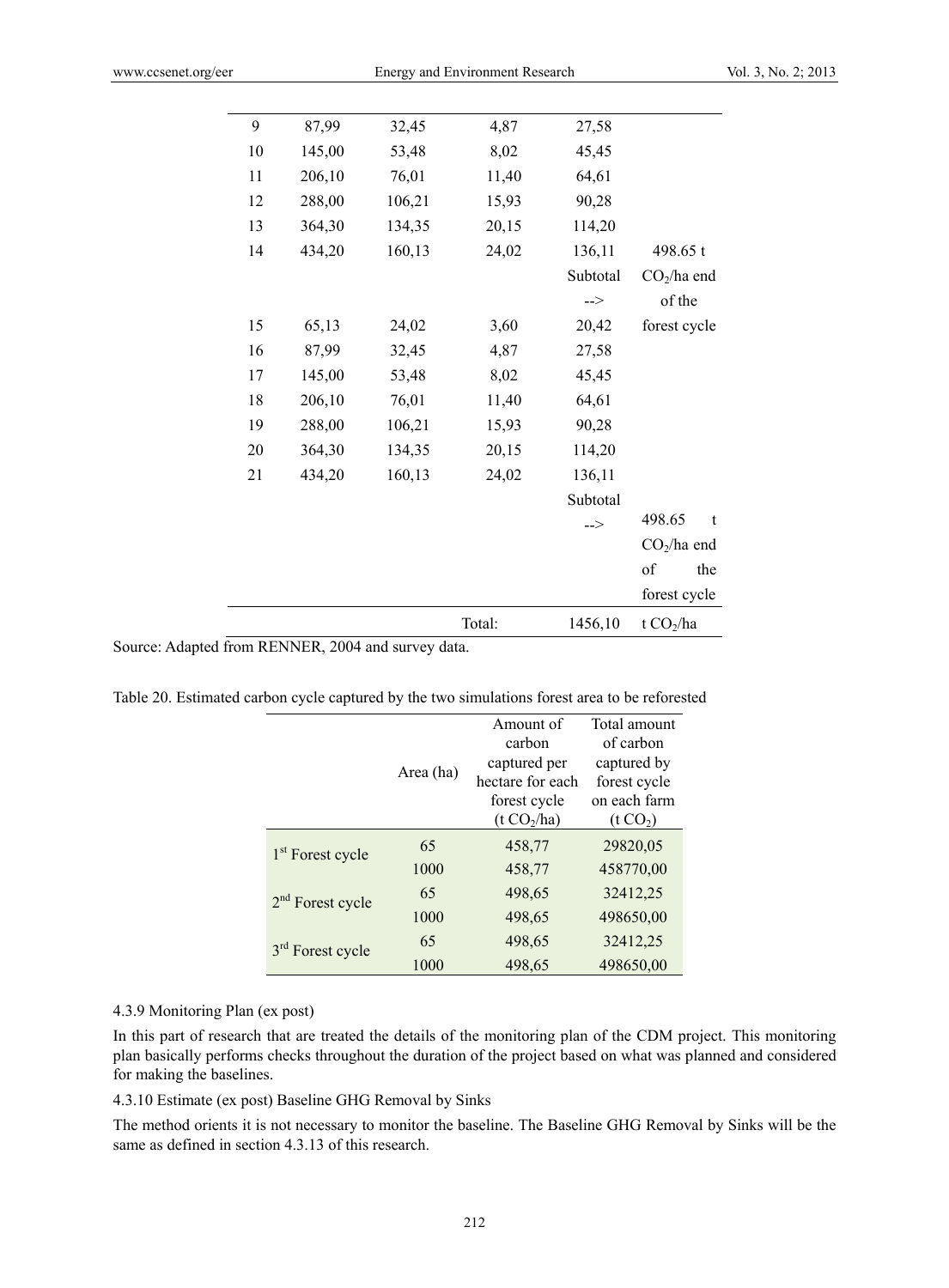| | | | | | |
|---|---|---|---|---|---|
| 9 | 87,99 | 32,45 | 4,87 | 27,58 | |
| 10 | 145,00 | 53,48 | 8,02 | 45,45 | |
| 11 | 206,10 | 76,01 | 11,40 | 64,61 | |
| 12 | 288,00 | 106,21 | 15,93 | 90,28 | |
| 13 | 364,30 | 134,35 | 20,15 | 114,20 | |
| 14 | 434,20 | 160,13 | 24,02 | 136,11 | 498.65 t |
| | | | | Subtotal --> | $CO_2$/ha end of the forest cycle |
| 15 | 65,13 | 24,02 | 3,60 | 20,42 | |
| 16 | 87,99 | 32,45 | 4,87 | 27,58 | |
| 17 | 145,00 | 53,48 | 8,02 | 45,45 | |
| 18 | 206,10 | 76,01 | 11,40 | 64,61 | |
| 19 | 288,00 | 106,21 | 15,93 | 90,28 | |
| 20 | 364,30 | 134,35 | 20,15 | 114,20 | |
| 21 | 434,20 | 160,13 | 24,02 | 136,11 | |
| | | | | Subtotal --> | 498.65 t $CO_2$/ha end of the forest cycle |
| | | | Total: | 1456,10 | t $CO_2$/ha |

Source: Adapted from RENNER, 2004 and survey data.

Table 20. Estimated carbon cycle captured by the two simulations forest area to be reforested

| | Area (ha) | Amount of carbon captured per hectare for each forest cycle (t $CO_2$/ha) | Total amount of carbon captured by forest cycle on each farm (t $CO_2$) |
|---|---|---|---|
| 1st Forest cycle | 65 | 458,77 | 29820,05 |
| | 1000 | 458,77 | 458770,00 |
| 2nd Forest cycle | 65 | 498,65 | 32412,25 |
| | 1000 | 498,65 | 498650,00 |
| 3rd Forest cycle | 65 | 498,65 | 32412,25 |
| | 1000 | 498,65 | 498650,00 |

4.3.9 Monitoring Plan (ex post)

In this part of research that are treated the details of the monitoring plan of the CDM project. This monitoring plan basically performs checks throughout the duration of the project based on what was planned and considered for making the baselines.

4.3.10 Estimate (ex post) Baseline GHG Removal by Sinks

The method orients it is not necessary to monitor the baseline. The Baseline GHG Removal by Sinks will be the same as defined in section 4.3.13 of this research.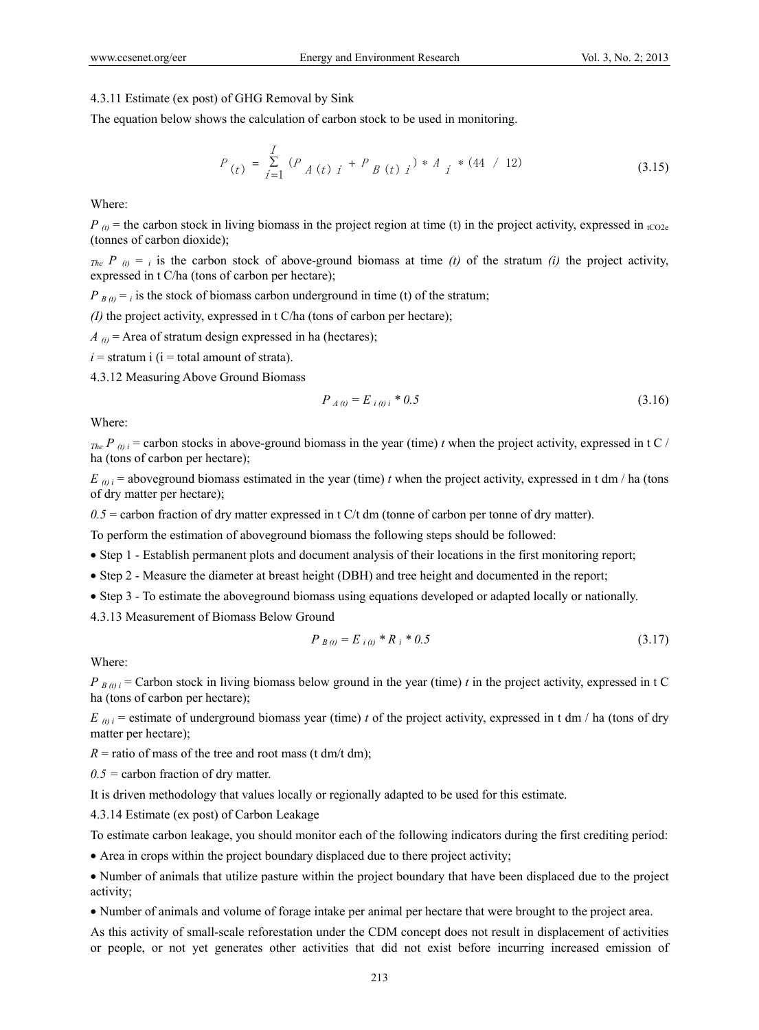4.3.11 Estimate (ex post) of GHG Removal by Sink

The equation below shows the calculation of carbon stock to be used in monitoring.

$$P_{(t)} = \sum_{i=1}^{I} (P_{A(t)i} + P_{B(t)i}) * A_i * (44 / 12) \tag{3.15}$$

Where:

$P_{(t)}$ = the carbon stock in living biomass in the project region at time (t) in the project activity, expressed in $_{tCO2e}$ (tonnes of carbon dioxide);

$_{The}$ $P_{(t)} = _i$ is the carbon stock of above-ground biomass at time *(t)* of the stratum *(i)* the project activity, expressed in t C/ha (tons of carbon per hectare);

$P_{B(t)} = _i$ is the stock of biomass carbon underground in time (t) of the stratum;

*(I)* the project activity, expressed in t C/ha (tons of carbon per hectare);

$A_{(i)}$ = Area of stratum design expressed in ha (hectares);

$i$ = stratum i (i = total amount of strata).

4.3.12 Measuring Above Ground Biomass

$$P_{A(t)} = E_{i(t)i} * 0.5 \tag{3.16}$$

Where:

$_{The}$ $P_{(t)i}$ = carbon stocks in above-ground biomass in the year (time) *t* when the project activity, expressed in t C / ha (tons of carbon per hectare);

$E_{(t)i}$ = aboveground biomass estimated in the year (time) *t* when the project activity, expressed in t dm / ha (tons of dry matter per hectare);

*0.5* = carbon fraction of dry matter expressed in t C/t dm (tonne of carbon per tonne of dry matter).

To perform the estimation of aboveground biomass the following steps should be followed:

- Step 1 - Establish permanent plots and document analysis of their locations in the first monitoring report;
- Step 2 - Measure the diameter at breast height (DBH) and tree height and documented in the report;
- Step 3 - To estimate the aboveground biomass using equations developed or adapted locally or nationally.

4.3.13 Measurement of Biomass Below Ground

$$P_{B(t)} = E_{i(t)} * R_i * 0.5 \tag{3.17}$$

Where:

$P_{B(t)i}$ = Carbon stock in living biomass below ground in the year (time) *t* in the project activity, expressed in t C ha (tons of carbon per hectare);

$E_{(t)i}$ = estimate of underground biomass year (time) *t* of the project activity, expressed in t dm / ha (tons of dry matter per hectare);

$R$ = ratio of mass of the tree and root mass (t dm/t dm);

*0.5* = carbon fraction of dry matter.

It is driven methodology that values locally or regionally adapted to be used for this estimate.

4.3.14 Estimate (ex post) of Carbon Leakage

To estimate carbon leakage, you should monitor each of the following indicators during the first crediting period:

- Area in crops within the project boundary displaced due to there project activity;
- Number of animals that utilize pasture within the project boundary that have been displaced due to the project activity;
- Number of animals and volume of forage intake per animal per hectare that were brought to the project area.

As this activity of small-scale reforestation under the CDM concept does not result in displacement of activities or people, or not yet generates other activities that did not exist before incurring increased emission of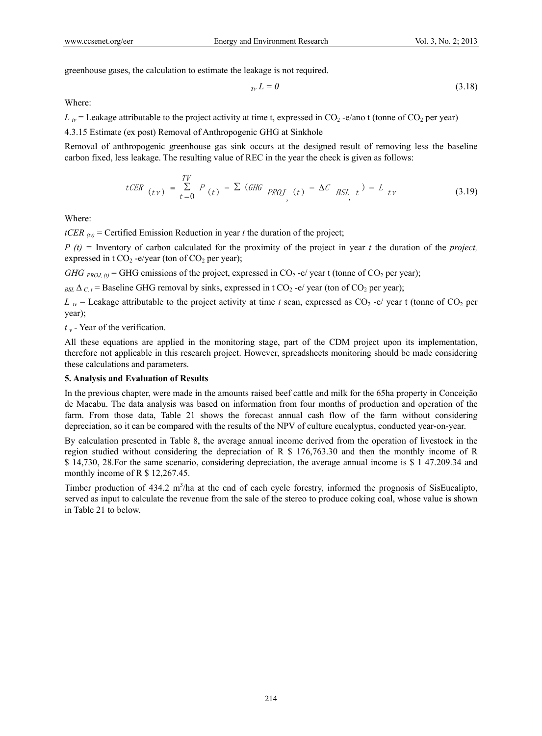greenhouse gases, the calculation to estimate the leakage is not required.

$$_{Tv}L = 0 \tag{3.18}$$

Where:

$L_{tv}$ = Leakage attributable to the project activity at time t, expressed in $CO_2$ -e/ano t (tonne of $CO_2$ per year)

4.3.15 Estimate (ex post) Removal of Anthropogenic GHG at Sinkhole

Removal of anthropogenic greenhouse gas sink occurs at the designed result of removing less the baseline carbon fixed, less leakage. The resulting value of REC in the year the check is given as follows:

$$tCER_{(tV)} = \sum_{t=0}^{TV} P_{(t)} - \sum (GHG_{PROJ,(t)} - \Delta C_{BSL,t}) - L_{tV} \tag{3.19}$$

Where:

$tCER_{(tv)}$ = Certified Emission Reduction in year *t* the duration of the project;

*P (t)* = Inventory of carbon calculated for the proximity of the project in year *t* the duration of the *project,* expressed in t $CO_2$ -e/year (ton of $CO_2$ per year);

$GHG_{PROJ,(t)}$ = GHG emissions of the project, expressed in $CO_2$ -e/ year t (tonne of $CO_2$ per year);

$_{BSL}\Delta_{C,t}$ = Baseline GHG removal by sinks, expressed in t $CO_2$ -e/ year (ton of $CO_2$ per year);

$L_{tv}$ = Leakage attributable to the project activity at time *t* scan, expressed as $CO_2$ -e/ year t (tonne of $CO_2$ per year);

$t_v$ - Year of the verification.

All these equations are applied in the monitoring stage, part of the CDM project upon its implementation, therefore not applicable in this research project. However, spreadsheets monitoring should be made considering these calculations and parameters.

## 5. Analysis and Evaluation of Results

In the previous chapter, were made in the amounts raised beef cattle and milk for the 65ha property in Conceição de Macabu. The data analysis was based on information from four months of production and operation of the farm. From those data, Table 21 shows the forecast annual cash flow of the farm without considering depreciation, so it can be compared with the results of the NPV of culture eucalyptus, conducted year-on-year.

By calculation presented in Table 8, the average annual income derived from the operation of livestock in the region studied without considering the depreciation of R \$ 176,763.30 and then the monthly income of R \$ 14,730, 28.For the same scenario, considering depreciation, the average annual income is \$ 1 47.209.34 and monthly income of R \$ 12,267.45.

Timber production of 434.2 $m^3$/ha at the end of each cycle forestry, informed the prognosis of SisEucalipto, served as input to calculate the revenue from the sale of the stereo to produce coking coal, whose value is shown in Table 21 to below.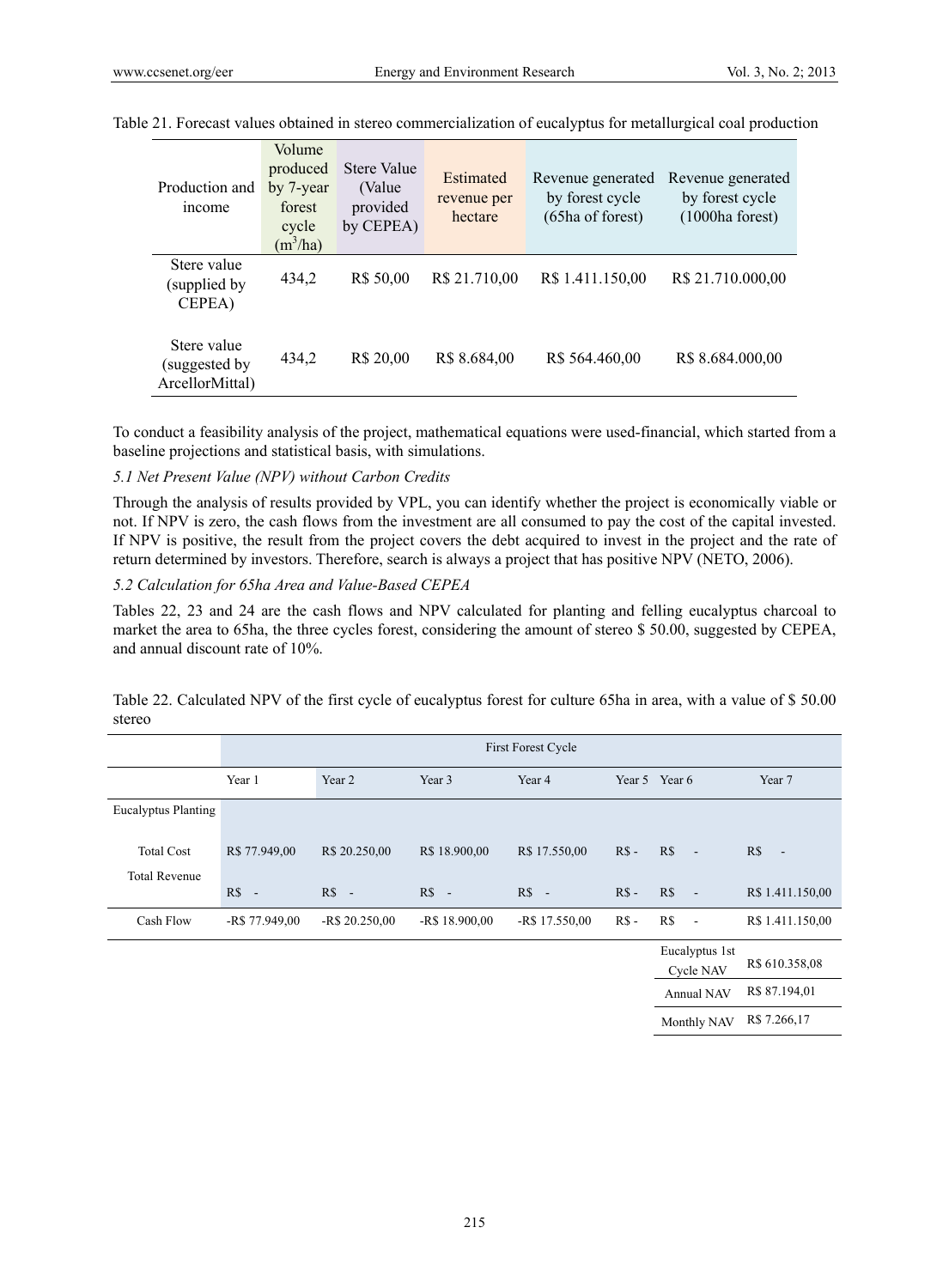Table 21. Forecast values obtained in stereo commercialization of eucalyptus for metallurgical coal production

| Production and income | Volume produced by 7-year forest cycle ($m^3$/ha) | Stere Value (Value provided by CEPEA) | Estimated revenue per hectare | Revenue generated by forest cycle (65ha of forest) | Revenue generated by forest cycle (1000ha forest) |
|---|---|---|---|---|---|
| Stere value (supplied by CEPEA) | 434,2 | R$ 50,00 | R$ 21.710,00 | R$ 1.411.150,00 | R$ 21.710.000,00 |
| Stere value (suggested by ArcellorMittal) | 434,2 | R$ 20,00 | R$ 8.684,00 | R$ 564.460,00 | R$ 8.684.000,00 |

To conduct a feasibility analysis of the project, mathematical equations were used-financial, which started from a baseline projections and statistical basis, with simulations.

### *5.1 Net Present Value (NPV) without Carbon Credits*

Through the analysis of results provided by VPL, you can identify whether the project is economically viable or not. If NPV is zero, the cash flows from the investment are all consumed to pay the cost of the capital invested. If NPV is positive, the result from the project covers the debt acquired to invest in the project and the rate of return determined by investors. Therefore, search is always a project that has positive NPV (NETO, 2006).

### *5.2 Calculation for 65ha Area and Value-Based CEPEA*

Tables 22, 23 and 24 are the cash flows and NPV calculated for planting and felling eucalyptus charcoal to market the area to 65ha, the three cycles forest, considering the amount of stereo $ 50.00, suggested by CEPEA, and annual discount rate of 10%.

Table 22. Calculated NPV of the first cycle of eucalyptus forest for culture 65ha in area, with a value of $ 50.00 stereo

| | First Forest Cycle | | | | | | |
|---|---|---|---|---|---|---|---|
| | Year 1 | Year 2 | Year 3 | Year 4 | Year 5 | Year 6 | Year 7 |
| Eucalyptus Planting | | | | | | | |
| Total Cost | R$ 77.949,00 | R$ 20.250,00 | R$ 18.900,00 | R$ 17.550,00 | R$ - | R$ - | R$ - |
| Total Revenue | R$ - | R$ - | R$ - | R$ - | R$ - | R$ - | R$ 1.411.150,00 |
| Cash Flow | -R$ 77.949,00 | -R$ 20.250,00 | -R$ 18.900,00 | -R$ 17.550,00 | R$ - | R$ - | R$ 1.411.150,00 |
| | | | | | | Eucalyptus 1st Cycle NAV | R$ 610.358,08 |
| | | | | | | Annual NAV | R$ 87.194,01 |
| | | | | | | Monthly NAV | R$ 7.266,17 |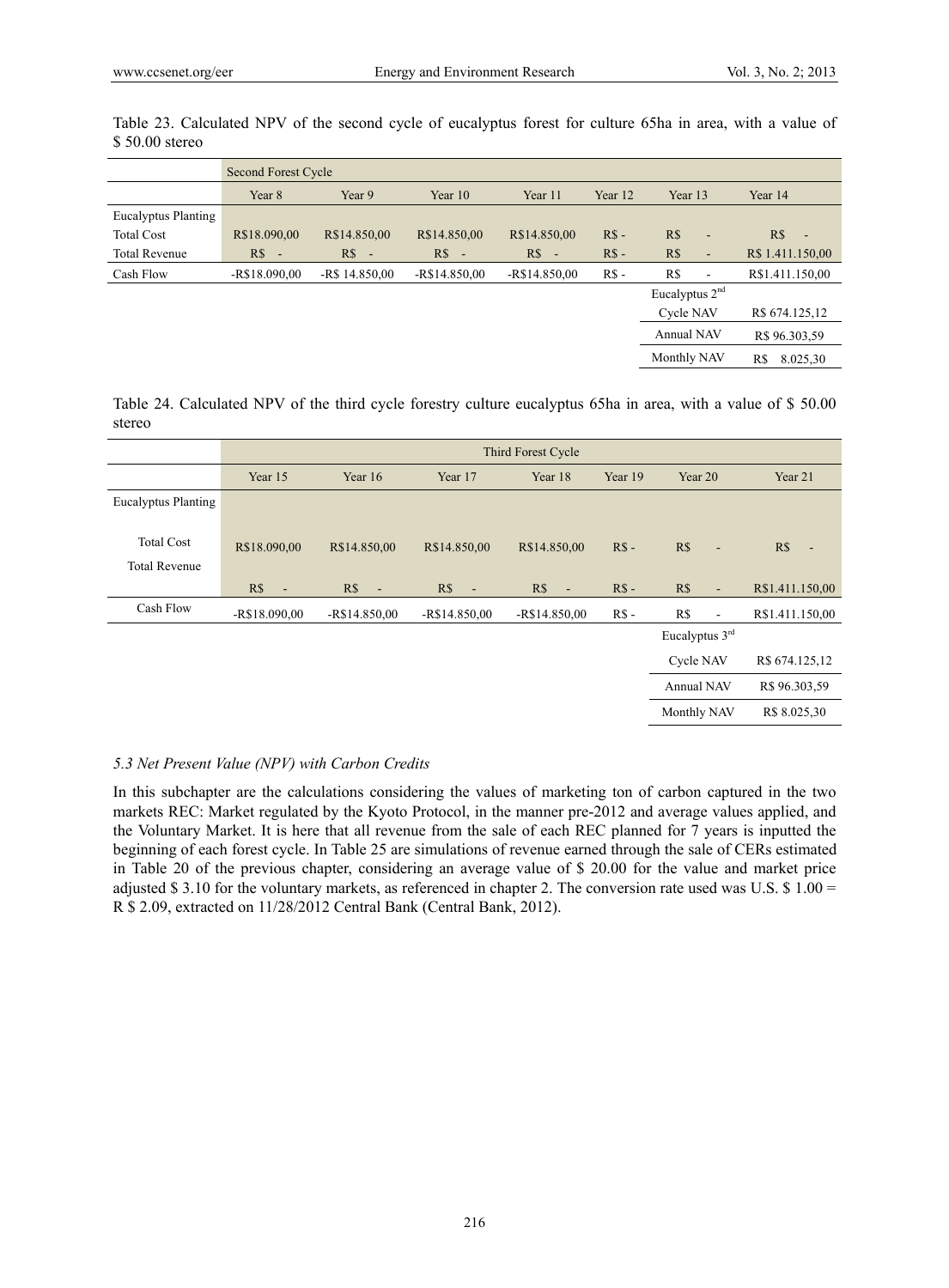Table 23. Calculated NPV of the second cycle of eucalyptus forest for culture 65ha in area, with a value of $ 50.00 stereo

| | Second Forest Cycle | | | | | | |
|---|---|---|---|---|---|---|---|
| | Year 8 | Year 9 | Year 10 | Year 11 | Year 12 | Year 13 | Year 14 |
| Eucalyptus Planting | | | | | | | |
| Total Cost | R$18.090,00 | R$14.850,00 | R$14.850,00 | R$14.850,00 | R$ - | R$ - | R$ - |
| Total Revenue | R$ - | R$ - | R$ - | R$ - | R$ - | R$ - | R$ 1.411.150,00 |
| Cash Flow | -R$18.090,00 | -R$ 14.850,00 | -R$14.850,00 | -R$14.850,00 | R$ - | R$ - | R$1.411.150,00 |
| | | | | | | Eucalyptus 2nd | |
| | | | | | | Cycle NAV | R$ 674.125,12 |
| | | | | | | Annual NAV | R$ 96.303,59 |
| | | | | | | Monthly NAV | R$ 8.025,30 |

Table 24. Calculated NPV of the third cycle forestry culture eucalyptus 65ha in area, with a value of $ 50.00 stereo

| | Third Forest Cycle | | | | | | |
|---|---|---|---|---|---|---|---|
| | Year 15 | Year 16 | Year 17 | Year 18 | Year 19 | Year 20 | Year 21 |
| Eucalyptus Planting | | | | | | | |
| Total Cost | R$18.090,00 | R$14.850,00 | R$14.850,00 | R$14.850,00 | R$ - | R$ - | R$ - |
| Total Revenue | R$ - | R$ - | R$ - | R$ - | R$ - | R$ - | R$1.411.150,00 |
| Cash Flow | -R$18.090,00 | -R$14.850,00 | -R$14.850,00 | -R$14.850,00 | R$ - | R$ - | R$1.411.150,00 |
| | | | | | | Eucalyptus 3rd | |
| | | | | | | Cycle NAV | R$ 674.125,12 |
| | | | | | | Annual NAV | R$ 96.303,59 |
| | | | | | | Monthly NAV | R$ 8.025,30 |

### *5.3 Net Present Value (NPV) with Carbon Credits*

In this subchapter are the calculations considering the values of marketing ton of carbon captured in the two markets REC: Market regulated by the Kyoto Protocol, in the manner pre-2012 and average values applied, and the Voluntary Market. It is here that all revenue from the sale of each REC planned for 7 years is inputted the beginning of each forest cycle. In Table 25 are simulations of revenue earned through the sale of CERs estimated in Table 20 of the previous chapter, considering an average value of $ 20.00 for the value and market price adjusted $ 3.10 for the voluntary markets, as referenced in chapter 2. The conversion rate used was U.S. $ 1.00 = R $ 2.09, extracted on 11/28/2012 Central Bank (Central Bank, 2012).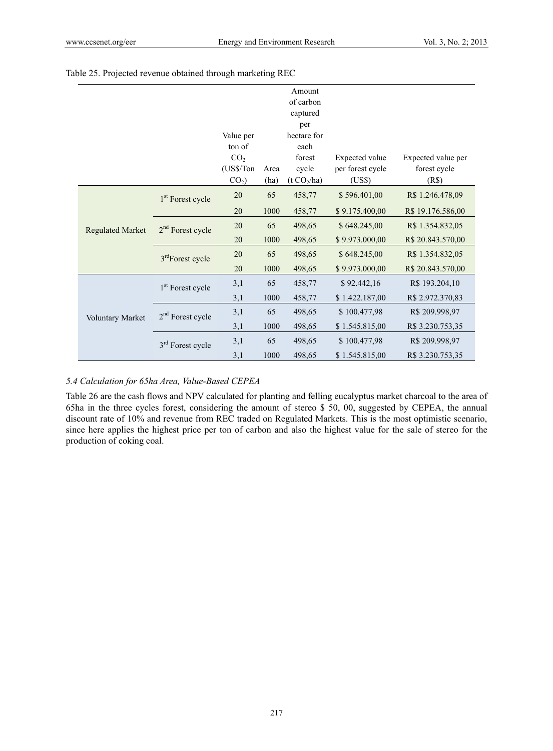Table 25. Projected revenue obtained through marketing REC

| | | Value per ton of $CO_2$ (US$/Ton $CO_2$) | Area (ha) | Amount of carbon captured per hectare for each forest cycle (t $CO_2$/ha) | Expected value per forest cycle (US$) | Expected value per forest cycle (R$) |
|---|---|---|---|---|---|---|
| Regulated Market | 1[st] Forest cycle | 20 | 65 | 458,77 | $ 596.401,00 | R$ 1.246.478,09 |
| | | 20 | 1000 | 458,77 | $ 9.175.400,00 | R$ 19.176.586,00 |
| | 2[nd] Forest cycle | 20 | 65 | 498,65 | $ 648.245,00 | R$ 1.354.832,05 |
| | | 20 | 1000 | 498,65 | $ 9.973.000,00 | R$ 20.843.570,00 |
| | 3[rd] Forest cycle | 20 | 65 | 498,65 | $ 648.245,00 | R$ 1.354.832,05 |
| | | 20 | 1000 | 498,65 | $ 9.973.000,00 | R$ 20.843.570,00 |
| Voluntary Market | 1[st] Forest cycle | 3,1 | 65 | 458,77 | $ 92.442,16 | R$ 193.204,10 |
| | | 3,1 | 1000 | 458,77 | $ 1.422.187,00 | R$ 2.972.370,83 |
| | 2[nd] Forest cycle | 3,1 | 65 | 498,65 | $ 100.477,98 | R$ 209.998,97 |
| | | 3,1 | 1000 | 498,65 | $ 1.545.815,00 | R$ 3.230.753,35 |
| | 3[rd] Forest cycle | 3,1 | 65 | 498,65 | $ 100.477,98 | R$ 209.998,97 |
| | | 3,1 | 1000 | 498,65 | $ 1.545.815,00 | R$ 3.230.753,35 |

### *5.4 Calculation for 65ha Area, Value-Based CEPEA*

Table 26 are the cash flows and NPV calculated for planting and felling eucalyptus market charcoal to the area of 65ha in the three cycles forest, considering the amount of stereo $ 50, 00, suggested by CEPEA, the annual discount rate of 10% and revenue from REC traded on Regulated Markets. This is the most optimistic scenario, since here applies the highest price per ton of carbon and also the highest value for the sale of stereo for the production of coking coal.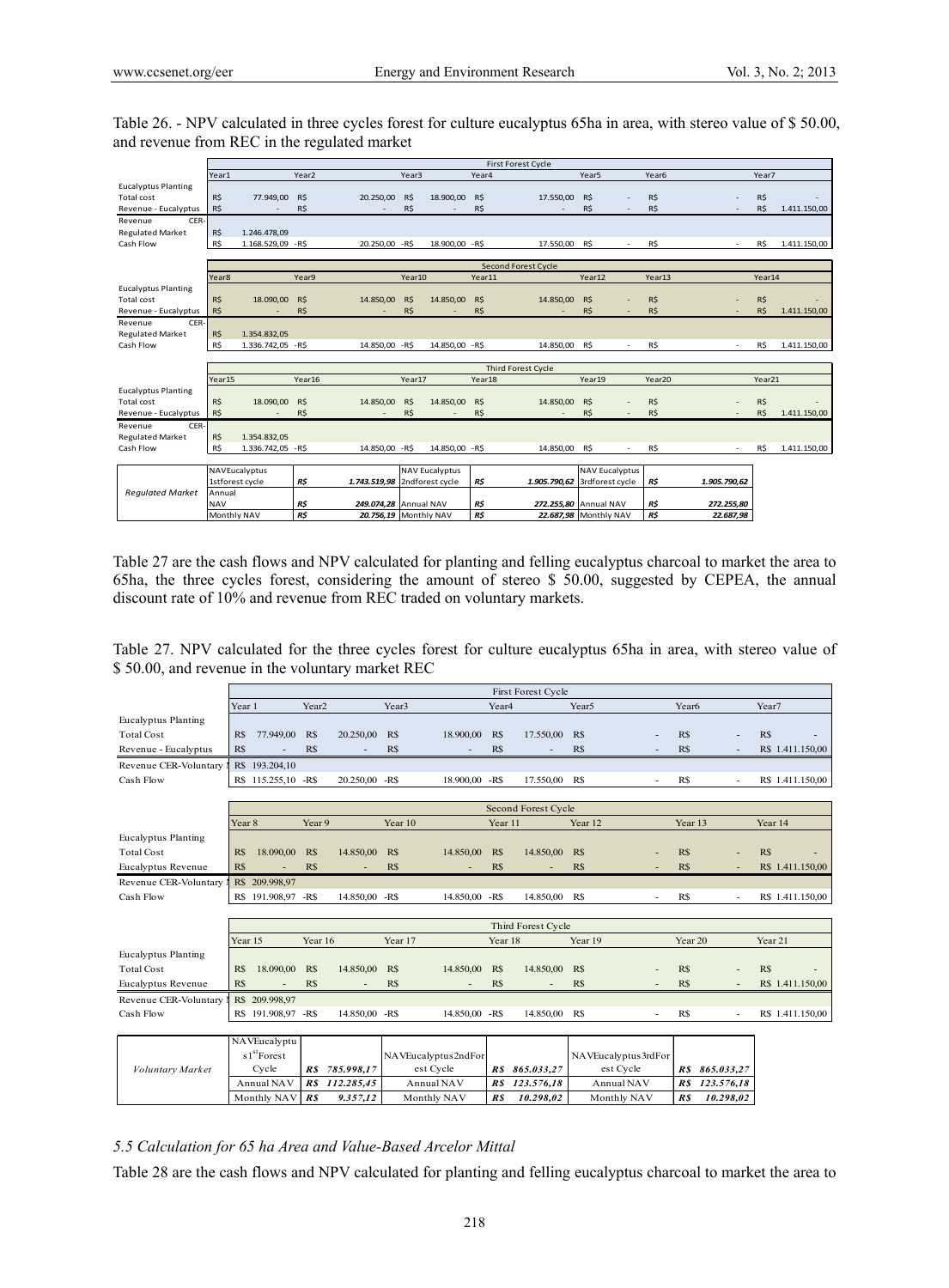Table 26. - NPV calculated in three cycles forest for culture eucalyptus 65ha in area, with stereo value of $ 50.00, and revenue from REC in the regulated market

| | First Forest Cycle | | | | | | |
|---|---|---|---|---|---|---|---|
| | Year1 | Year2 | Year3 | Year4 | Year5 | Year6 | Year7 |
| Eucalyptus Planting | | | | | | | |
| Total cost | R$ 77.949,00 | R$ 20.250,00 | R$ 18.900,00 | R$ 17.550,00 | R$ - | R$ - | R$ - |
| Revenue - Eucalyptus | R$ - | R$ - | R$ - | R$ - | R$ - | R$ - | R$ 1.411.150,00 |
| Revenue CER-Regulated Market | R$ 1.246.478,09 | | | | | | |
| Cash Flow | R$ 1.168.529,09 | -R$ 20.250,00 | -R$ 18.900,00 | -R$ 17.550,00 | R$ - | R$ - | R$ 1.411.150,00 |
| | **Second Forest Cycle** | | | | | | |
| | Year8 | Year9 | Year10 | Year11 | Year12 | Year13 | Year14 |
| Eucalyptus Planting | | | | | | | |
| Total cost | R$ 18.090,00 | R$ 14.850,00 | R$ 14.850,00 | R$ 14.850,00 | R$ - | R$ - | R$ - |
| Revenue - Eucalyptus | R$ - | R$ - | R$ - | R$ - | R$ - | R$ - | R$ 1.411.150,00 |
| Revenue CER-Regulated Market | R$ 1.354.832,05 | | | | | | |
| Cash Flow | R$ 1.336.742,05 | -R$ 14.850,00 | -R$ 14.850,00 | -R$ 14.850,00 | R$ - | R$ - | R$ 1.411.150,00 |
| | **Third Forest Cycle** | | | | | | |
| | Year15 | Year16 | Year17 | Year18 | Year19 | Year20 | Year21 |
| Eucalyptus Planting | | | | | | | |
| Total cost | R$ 18.090,00 | R$ 14.850,00 | R$ 14.850,00 | R$ 14.850,00 | R$ - | R$ - | R$ - |
| Revenue - Eucalyptus | R$ - | R$ - | R$ - | R$ - | R$ - | R$ - | R$ 1.411.150,00 |
| Revenue CER-Regulated Market | R$ 1.354.832,05 | | | | | | |
| Cash Flow | R$ 1.336.742,05 | -R$ 14.850,00 | -R$ 14.850,00 | -R$ 14.850,00 | R$ - | R$ - | R$ 1.411.150,00 |

| *Regulated Market* | | | | | | |
|---|---|---|---|---|---|---|
| NAVEucalyptus 1stforest cycle | *R$ 1.743.519,98* | NAV Eucalyptus 2ndforest cycle | *R$ 1.905.790,62* | NAV Eucalyptus 3rdforest cycle | *R$ 1.905.790,62* |
| Annual NAV | *R$ 249.074,28* | Annual NAV | *R$ 272.255,80* | Annual NAV | *R$ 272.255,80* |
| Monthly NAV | *R$ 20.756,19* | Monthly NAV | *R$ 22.687,98* | Monthly NAV | *R$ 22.687,98* |

Table 27 are the cash flows and NPV calculated for planting and felling eucalyptus charcoal to market the area to 65ha, the three cycles forest, considering the amount of stereo $ 50.00, suggested by CEPEA, the annual discount rate of 10% and revenue from REC traded on voluntary markets.

Table 27. NPV calculated for the three cycles forest for culture eucalyptus 65ha in area, with stereo value of $ 50.00, and revenue in the voluntary market REC

| | First Forest Cycle | | | | | | |
|---|---|---|---|---|---|---|---|
| | Year 1 | Year2 | Year3 | Year4 | Year5 | Year6 | Year7 |
| Eucalyptus Planting | | | | | | | |
| Total Cost | R$ 77.949,00 | R$ 20.250,00 | R$ 18.900,00 | R$ 17.550,00 | R$ - | R$ - | R$ - |
| Revenue - Eucalyptus | R$ - | R$ - | R$ - | R$ - | R$ - | R$ - | R$ 1.411.150,00 |
| Revenue CER-Voluntary M | R$ 193.204,10 | | | | | | |
| Cash Flow | R$ 115.255,10 | -R$ 20.250,00 | -R$ 18.900,00 | -R$ 17.550,00 | R$ - | R$ - | R$ 1.411.150,00 |
| | **Second Forest Cycle** | | | | | | |
| | Year 8 | Year 9 | Year 10 | Year 11 | Year 12 | Year 13 | Year 14 |
| Eucalyptus Planting | | | | | | | |
| Total Cost | R$ 18.090,00 | R$ 14.850,00 | R$ 14.850,00 | R$ 14.850,00 | R$ - | R$ - | R$ - |
| Eucalyptus Revenue | R$ - | R$ - | R$ - | R$ - | R$ - | R$ - | R$ 1.411.150,00 |
| Revenue CER-Voluntary M | R$ 209.998,97 | | | | | | |
| Cash Flow | R$ 191.908,97 | -R$ 14.850,00 | -R$ 14.850,00 | -R$ 14.850,00 | R$ - | R$ - | R$ 1.411.150,00 |
| | **Third Forest Cycle** | | | | | | |
| | Year 15 | Year 16 | Year 17 | Year 18 | Year 19 | Year 20 | Year 21 |
| Eucalyptus Planting | | | | | | | |
| Total Cost | R$ 18.090,00 | R$ 14.850,00 | R$ 14.850,00 | R$ 14.850,00 | R$ - | R$ - | R$ - |
| Eucalyptus Revenue | R$ - | R$ - | R$ - | R$ - | R$ - | R$ - | R$ 1.411.150,00 |
| Revenue CER-Voluntary M | R$ 209.998,97 | | | | | | |
| Cash Flow | R$ 191.908,97 | -R$ 14.850,00 | -R$ 14.850,00 | -R$ 14.850,00 | R$ - | R$ - | R$ 1.411.150,00 |

| *Voluntary Market* | | | | | | |
|---|---|---|---|---|---|---|
| NAVEucalyptus 1stForest Cycle | *R$ 785.998,17* | NAVEucalyptus2ndForest Cycle | *R$ 865.033,27* | NAVEucalyptus3rdForest Cycle | *R$ 865.033,27* |
| Annual NAV | *R$ 112.285,45* | Annual NAV | *R$ 123.576,18* | Annual NAV | *R$ 123.576,18* |
| Monthly NAV | *R$ 9.357,12* | Monthly NAV | *R$ 10.298,02* | Monthly NAV | *R$ 10.298,02* |

### *5.5 Calculation for 65 ha Area and Value-Based Arcelor Mittal*

Table 28 are the cash flows and NPV calculated for planting and felling eucalyptus charcoal to market the area to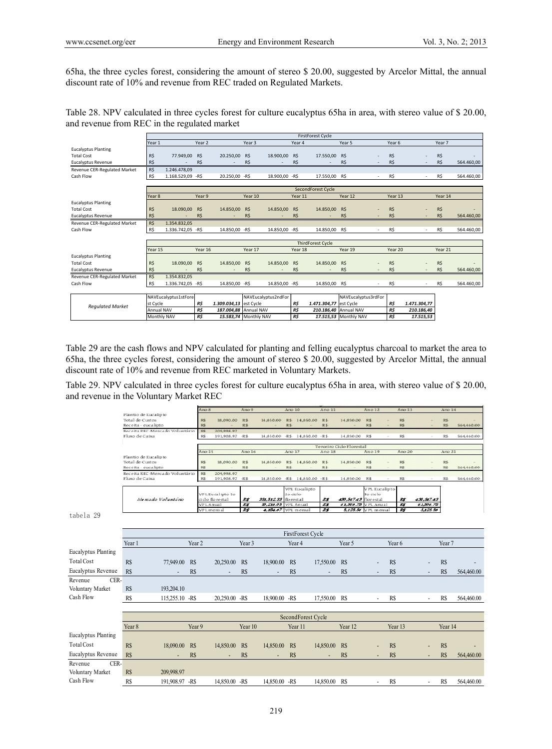65ha, the three cycles forest, considering the amount of stereo $ 20.00, suggested by Arcelor Mittal, the annual discount rate of 10% and revenue from REC traded on Regulated Markets.

Table 28. NPV calculated in three cycles forest for culture eucalyptus 65ha in area, with stereo value of $ 20.00, and revenue from REC in the regulated market

| | FirstForest Cycle | | | | | | | | | | | | | |
|---|---|---|---|---|---|---|---|---|---|---|---|---|---|---|
| | Year 1 | | Year 2 | | Year 3 | | Year 4 | | Year 5 | | Year 6 | | Year 7 | |
| Eucalyptus Planting | | | | | | | | | | | | | | |
| Total Cost | R$ | 77.949,00 | R$ | 20.250,00 | R$ | 18.900,00 | R$ | 17.550,00 | R$ | - | R$ | - | R$ | - |
| Eucalyptus Revenue | R$ | - | R$ | - | R$ | - | R$ | - | R$ | - | R$ | - | R$ | 564.460,00 |
| Revenue CER-Regulated Market | R$ | 1.246.478,09 | | | | | | | | | | | | |
| Cash Flow | R$ | 1.168.529,09 | -R$ | 20.250,00 | -R$ | 18.900,00 | -R$ | 17.550,00 | R$ | - | R$ | - | R$ | 564.460,00 |

| | SecondForest Cycle | | | | | | | | | | | | | |
|---|---|---|---|---|---|---|---|---|---|---|---|---|---|---|
| | Year 8 | | Year 9 | | Year 10 | | Year 11 | | Year 12 | | Year 13 | | Year 14 | |
| Eucalyptus Planting | | | | | | | | | | | | | | |
| Total Cost | R$ | 18.090,00 | R$ | 14.850,00 | R$ | 14.850,00 | R$ | 14.850,00 | R$ | - | R$ | - | R$ | - |
| Eucalyptus Revenue | R$ | - | R$ | - | R$ | - | R$ | - | R$ | - | R$ | - | R$ | 564.460,00 |
| Revenue CER-Regulated Market | R$ | 1.354.832,05 | | | | | | | | | | | | |
| Cash Flow | R$ | 1.336.742,05 | -R$ | 14.850,00 | -R$ | 14.850,00 | -R$ | 14.850,00 | R$ | - | R$ | - | R$ | 564.460,00 |

| | ThirdForest Cycle | | | | | | | | | | | | | |
|---|---|---|---|---|---|---|---|---|---|---|---|---|---|---|
| | Year 15 | | Year 16 | | Year 17 | | Year 18 | | Year 19 | | Year 20 | | Year 21 | |
| Eucalyptus Planting | | | | | | | | | | | | | | |
| Total Cost | R$ | 18.090,00 | R$ | 14.850,00 | R$ | 14.850,00 | R$ | 14.850,00 | R$ | - | R$ | - | R$ | - |
| Eucalyptus Revenue | R$ | - | R$ | - | R$ | - | R$ | - | R$ | - | R$ | - | R$ | 564.460,00 |
| Revenue CER-Regulated Market | R$ | 1.354.832,05 | | | | | | | | | | | | |
| Cash Flow | R$ | 1.336.742,05 | -R$ | 14.850,00 | -R$ | 14.850,00 | -R$ | 14.850,00 | R$ | - | R$ | - | R$ | 564.460,00 |

| *Regulated Market* | | | | | | | | | |
|---|---|---|---|---|---|---|---|---|---|
| | NAVEucalyptus1stForest Cycle | R$ | 1.309.034,13 | NAVEucalyptus2ndForest Cycle | R$ | 1.471.304,77 | NAVEucalyptus3rdForest Cycle | R$ | 1.471.304,77 |
| | Annual NAV | R$ | 187.004,88 | Annual NAV | R$ | 210.186,40 | Annual NAV | R$ | 210.186,40 |
| | Monthly NAV | R$ | 15.583,74 | Monthly NAV | R$ | 17.515,53 | Monthly NAV | R$ | 17.515,53 |

Table 29 are the cash flows and NPV calculated for planting and felling eucalyptus charcoal to market the area to 65ha, the three cycles forest, considering the amount of stereo $ 20.00, suggested by Arcelor Mittal, the annual discount rate of 10% and revenue from REC marketed in Voluntary Markets.

Table 29. NPV calculated in three cycles forest for culture eucalyptus 65ha in area, with stereo value of $ 20.00, and revenue in the Voluntary Market REC

| | Ano 8 | | Ano 9 | | Ano 10 | | Ano 11 | | Ano 12 | | Ano 13 | | Ano 14 | |
|---|---|---|---|---|---|---|---|---|---|---|---|---|---|---|
| Plantio de Eucalipto | | | | | | | | | | | | | | |
| Total de Custos | R$ | 18.090,00 | R$ | 14.850,00 | R$ | 14.850,00 | R$ | 14.850,00 | R$ | - | R$ | - | R$ | - |
| Receita - eucalipto | R$ | - | R$ | - | R$ | - | R$ | - | R$ | - | R$ | - | R$ | 564.460,00 |
| Receita REC -Mercado Voluntário | R$ | 209.998,97 | | | | | | | | | | | | |
| Fluxo de Caixa | R$ | 191.908,97 | -R$ | 14.850,00 | -R$ | 14.850,00 | -R$ | 14.850,00 | R$ | - | R$ | - | R$ | 564.460,00 |

| | Terceiro Ciclo Florestal | | | | | | | | | | | | | |
|---|---|---|---|---|---|---|---|---|---|---|---|---|---|---|
| | Ano 15 | | Ano 16 | | Ano 17 | | Ano 18 | | Ano 19 | | Ano 20 | | Ano 21 | |
| Plantio de Eucalipto | | | | | | | | | | | | | | |
| Total de Custos | R$ | 18.090,00 | R$ | 14.850,00 | R$ | 14.850,00 | R$ | 14.850,00 | R$ | - | R$ | - | R$ | - |
| Receita - eucalipto | R$ | - | R$ | - | R$ | - | R$ | - | R$ | - | R$ | - | R$ | 564.460,00 |
| Receita REC -Mercado Voluntário | R$ | 209.998,97 | | | | | | | | | | | | |
| Fluxo de Caixa | R$ | 191.908,97 | -R$ | 14.850,00 | -R$ | 14.850,00 | -R$ | 14.850,00 | R$ | - | R$ | - | R$ | 564.460,00 |

| *Mercado Voluntário* | | | | | | | | | |
|---|---|---|---|---|---|---|---|---|---|
| | VPL Eucalipto 1o ciclo florestal | R$ | 351.512,33 | VPL Eucalipto 2o ciclo florestal | R$ | 430.547,43 | VPL Eucalipto 3o ciclo florestal | R$ | 430.547,43 |
| | VPL Anual | R$ | 50.216,05 | VPL Anual | R$ | 61.506,78 | VPL Anual | R$ | 61.506,78 |
| | VPL mensal | R$ | 4.184,67 | VPL mensal | R$ | 5.125,56 | VPL mensal | R$ | 5.125,56 |

tabela 29

| | FirstForest Cycle | | | | | | | | | | | | | |
|---|---|---|---|---|---|---|---|---|---|---|---|---|---|---|
| | Year 1 | | Year 2 | | Year 3 | | Year 4 | | Year 5 | | Year 6 | | Year 7 | |
| Eucalyptus Planting | | | | | | | | | | | | | | |
| Total Cost | R$ | 77,949.00 | R$ | 20,250.00 | R$ | 18,900.00 | R$ | 17,550.00 | R$ | - | R$ | - | R$ | - |
| Eucalyptus Revenue | R$ | - | R$ | - | R$ | - | R$ | - | R$ | - | R$ | - | R$ | 564,460.00 |
| Revenue CER-Voluntary Market | R$ | 193,204.10 | | | | | | | | | | | | |
| Cash Flow | R$ | 115,255.10 | -R$ | 20,250.00 | -R$ | 18,900.00 | -R$ | 17,550.00 | R$ | - | R$ | - | R$ | 564,460.00 |

| | SecondForest Cycle | | | | | | | | | | | | | |
|---|---|---|---|---|---|---|---|---|---|---|---|---|---|---|
| | Year 8 | | Year 9 | | Year 10 | | Year 11 | | Year 12 | | Year 13 | | Year 14 | |
| Eucalyptus Planting | | | | | | | | | | | | | | |
| Total Cost | R$ | 18,090.00 | R$ | 14,850.00 | R$ | 14,850.00 | R$ | 14,850.00 | R$ | - | R$ | - | R$ | - |
| Eucalyptus Revenue | R$ | - | R$ | - | R$ | - | R$ | - | R$ | - | R$ | - | R$ | 564,460.00 |
| Revenue CER-Voluntary Market | R$ | 209,998.97 | | | | | | | | | | | | |
| Cash Flow | R$ | 191,908.97 | -R$ | 14,850.00 | -R$ | 14,850.00 | -R$ | 14,850.00 | R$ | - | R$ | - | R$ | 564,460.00 |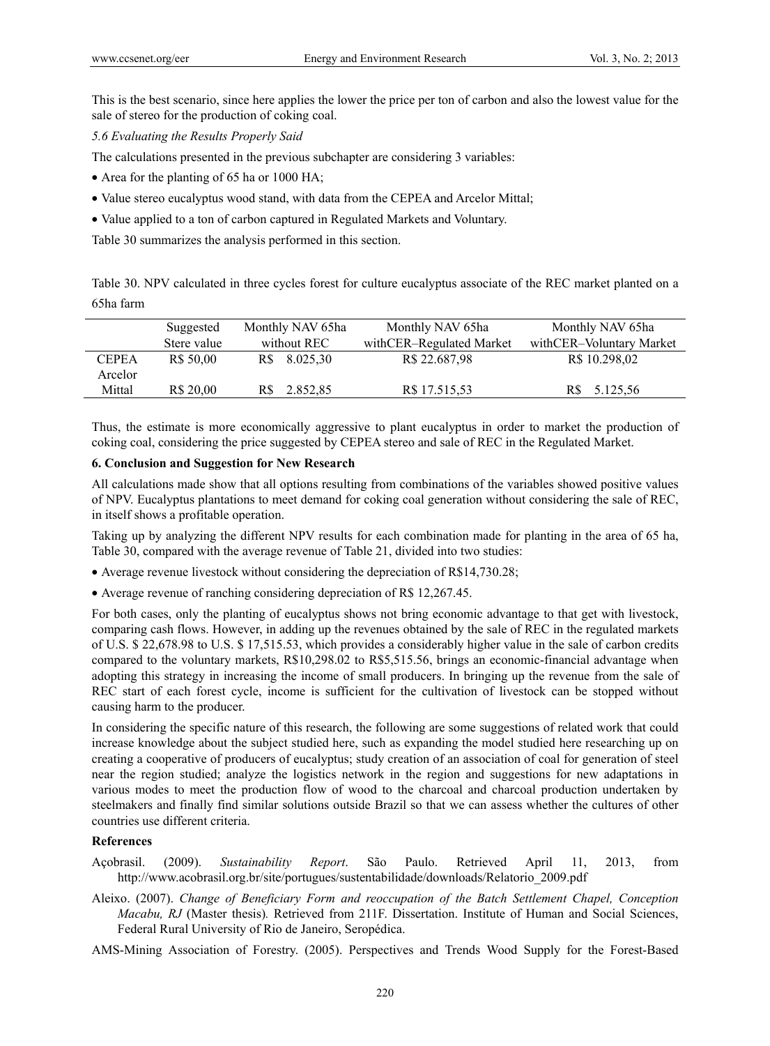This is the best scenario, since here applies the lower the price per ton of carbon and also the lowest value for the sale of stereo for the production of coking coal.

*5.6 Evaluating the Results Properly Said*

The calculations presented in the previous subchapter are considering 3 variables:

- Area for the planting of 65 ha or 1000 HA;
- Value stereo eucalyptus wood stand, with data from the CEPEA and Arcelor Mittal;
- Value applied to a ton of carbon captured in Regulated Markets and Voluntary.

Table 30 summarizes the analysis performed in this section.

Table 30. NPV calculated in three cycles forest for culture eucalyptus associate of the REC market planted on a 65ha farm

| | Suggested Stere value | Monthly NAV 65ha without REC | Monthly NAV 65ha withCER–Regulated Market | Monthly NAV 65ha withCER–Voluntary Market |
|---|---|---|---|---|
| CEPEA | R$ 50,00 | R$ 8.025,30 | R$ 22.687,98 | R$ 10.298,02 |
| Arcelor Mittal | R$ 20,00 | R$ 2.852,85 | R$ 17.515,53 | R$ 5.125,56 |

Thus, the estimate is more economically aggressive to plant eucalyptus in order to market the production of coking coal, considering the price suggested by CEPEA stereo and sale of REC in the Regulated Market.

## 6. Conclusion and Suggestion for New Research

All calculations made show that all options resulting from combinations of the variables showed positive values of NPV. Eucalyptus plantations to meet demand for coking coal generation without considering the sale of REC, in itself shows a profitable operation.

Taking up by analyzing the different NPV results for each combination made for planting in the area of 65 ha, Table 30, compared with the average revenue of Table 21, divided into two studies:

- Average revenue livestock without considering the depreciation of R$14,730.28;
- Average revenue of ranching considering depreciation of R$ 12,267.45.

For both cases, only the planting of eucalyptus shows not bring economic advantage to that get with livestock, comparing cash flows. However, in adding up the revenues obtained by the sale of REC in the regulated markets of U.S. $ 22,678.98 to U.S. $ 17,515.53, which provides a considerably higher value in the sale of carbon credits compared to the voluntary markets, R$10,298.02 to R$5,515.56, brings an economic-financial advantage when adopting this strategy in increasing the income of small producers. In bringing up the revenue from the sale of REC start of each forest cycle, income is sufficient for the cultivation of livestock can be stopped without causing harm to the producer.

In considering the specific nature of this research, the following are some suggestions of related work that could increase knowledge about the subject studied here, such as expanding the model studied here researching up on creating a cooperative of producers of eucalyptus; study creation of an association of coal for generation of steel near the region studied; analyze the logistics network in the region and suggestions for new adaptations in various modes to meet the production flow of wood to the charcoal and charcoal production undertaken by steelmakers and finally find similar solutions outside Brazil so that we can assess whether the cultures of other countries use different criteria.

## References

Açobrasil. (2009). *Sustainability Report*. São Paulo. Retrieved April 11, 2013, from http://www.acobrasil.org.br/site/portugues/sustentabilidade/downloads/Relatorio_2009.pdf

Aleixo. (2007). *Change of Beneficiary Form and reoccupation of the Batch Settlement Chapel, Conception Macabu, RJ* (Master thesis)*.* Retrieved from 211F. Dissertation. Institute of Human and Social Sciences, Federal Rural University of Rio de Janeiro, Seropédica.

AMS-Mining Association of Forestry. (2005). Perspectives and Trends Wood Supply for the Forest-Based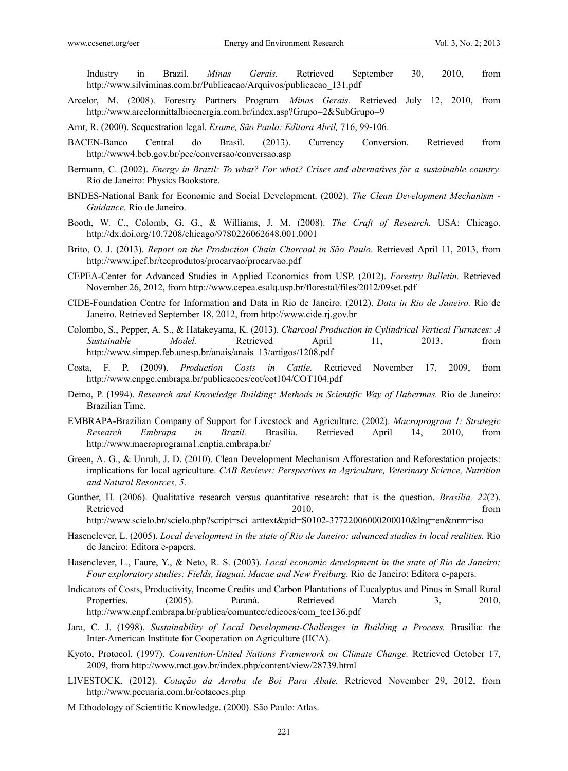Industry in Brazil. *Minas Gerais.* Retrieved September 30, 2010, from http://www.silviminas.com.br/Publicacao/Arquivos/publicacao_131.pdf

Arcelor, M. (2008). Forestry Partners Program*. Minas Gerais.* Retrieved July 12, 2010, from http://www.arcelormittalbioenergia.com.br/index.asp?Grupo=2&SubGrupo=9

Arnt, R. (2000). Sequestration legal. *Exame, São Paulo: Editora Abril,* 716, 99-106.

BACEN-Banco Central do Brasil. (2013). Currency Conversion. Retrieved from http://www4.bcb.gov.br/pec/conversao/conversao.asp

Bermann, C. (2002). *Energy in Brazil: To what? For what? Crises and alternatives for a sustainable country.* Rio de Janeiro: Physics Bookstore.

BNDES-National Bank for Economic and Social Development. (2002). *The Clean Development Mechanism - Guidance.* Rio de Janeiro.

Booth, W. C., Colomb, G. G., & Williams, J. M. (2008). *The Craft of Research.* USA: Chicago. http://dx.doi.org/10.7208/chicago/9780226062648.001.0001

Brito, O. J. (2013). *Report on the Production Chain Charcoal in São Paulo*. Retrieved April 11, 2013, from http://www.ipef.br/tecprodutos/procarvao/procarvao.pdf

CEPEA-Center for Advanced Studies in Applied Economics from USP. (2012). *Forestry Bulletin.* Retrieved November 26, 2012, from http://www.cepea.esalq.usp.br/florestal/files/2012/09set.pdf

CIDE-Foundation Centre for Information and Data in Rio de Janeiro. (2012). *Data in Rio de Janeiro.* Rio de Janeiro. Retrieved September 18, 2012, from http://www.cide.rj.gov.br

Colombo, S., Pepper, A. S., & Hatakeyama, K. (2013). *Charcoal Production in Cylindrical Vertical Furnaces: A Sustainable Model.* Retrieved April 11, 2013, from http://www.simpep.feb.unesp.br/anais/anais_13/artigos/1208.pdf

Costa, F. P. (2009). *Production Costs in Cattle.* Retrieved November 17, 2009, from http://www.cnpgc.embrapa.br/publicacoes/cot/cot104/COT104.pdf

Demo, P. (1994). *Research and Knowledge Building: Methods in Scientific Way of Habermas.* Rio de Janeiro: Brazilian Time.

EMBRAPA-Brazilian Company of Support for Livestock and Agriculture. (2002). *Macroprogram 1: Strategic Research Embrapa in Brazil.* Brasília. Retrieved April 14, 2010, from http://www.macroprograma1.cnptia.embrapa.br/

Green, A. G., & Unruh, J. D. (2010). Clean Development Mechanism Afforestation and Reforestation projects: implications for local agriculture. *CAB Reviews: Perspectives in Agriculture, Veterinary Science, Nutrition and Natural Resources, 5*.

Gunther, H. (2006). Qualitative research versus quantitative research: that is the question. *Brasília, 22*(2). Retrieved 2010, from http://www.scielo.br/scielo.php?script=sci_arttext&pid=S0102-37722006000200010&lng=en&nrm=iso

Hasenclever, L. (2005). *Local development in the state of Rio de Janeiro: advanced studies in local realities.* Rio de Janeiro: Editora e-papers.

Hasenclever, L., Faure, Y., & Neto, R. S. (2003). *Local economic development in the state of Rio de Janeiro: Four exploratory studies: Fields, Itaguaí, Macae and New Freiburg.* Rio de Janeiro: Editora e-papers.

Indicators of Costs, Productivity, Income Credits and Carbon Plantations of Eucalyptus and Pinus in Small Rural Properties. (2005). Paraná. Retrieved March 3, 2010, http://www.cnpf.embrapa.br/publica/comuntec/edicoes/com_tec136.pdf

Jara, C. J. (1998). *Sustainability of Local Development-Challenges in Building a Process.* Brasilia: the Inter-American Institute for Cooperation on Agriculture (IICA).

Kyoto, Protocol. (1997). *Convention-United Nations Framework on Climate Change.* Retrieved October 17, 2009, from http://www.mct.gov.br/index.php/content/view/28739.html

LIVESTOCK. (2012). *Cotação da Arroba de Boi Para Abate.* Retrieved November 29, 2012, from http://www.pecuaria.com.br/cotacoes.php

M Ethodology of Scientific Knowledge. (2000). São Paulo: Atlas.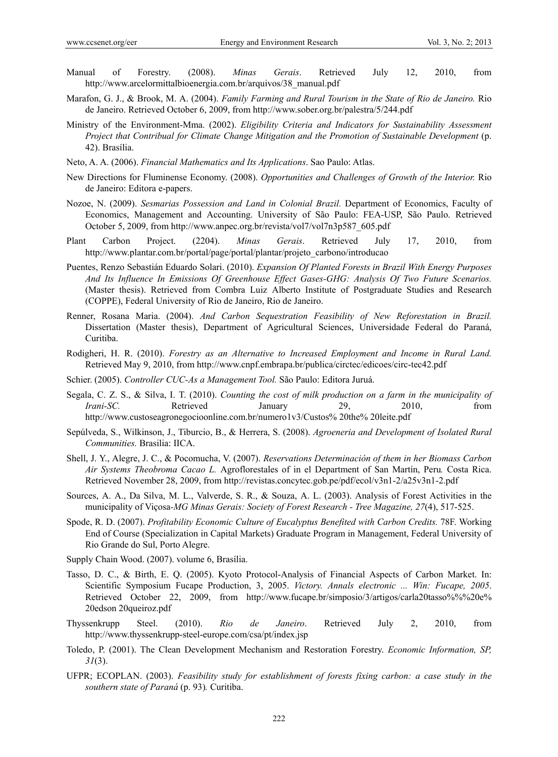Manual of Forestry. (2008). *Minas Gerais*. Retrieved July 12, 2010, from http://www.arcelormittalbioenergia.com.br/arquivos/38_manual.pdf

Marafon, G. J., & Brook, M. A. (2004). *Family Farming and Rural Tourism in the State of Rio de Janeiro.* Rio de Janeiro. Retrieved October 6, 2009, from http://www.sober.org.br/palestra/5/244.pdf

Ministry of the Environment-Mma. (2002). *Eligibility Criteria and Indicators for Sustainability Assessment Project that Contribual for Climate Change Mitigation and the Promotion of Sustainable Development* (p. 42). Brasília.

Neto, A. A. (2006). *Financial Mathematics and Its Applications*. Sao Paulo: Atlas.

New Directions for Fluminense Economy. (2008). *Opportunities and Challenges of Growth of the Interior.* Rio de Janeiro: Editora e-papers.

Nozoe, N. (2009). *Sesmarias Possession and Land in Colonial Brazil.* Department of Economics, Faculty of Economics, Management and Accounting. University of São Paulo: FEA-USP, São Paulo. Retrieved October 5, 2009, from http://www.anpec.org.br/revista/vol7/vol7n3p587_605.pdf

Plant Carbon Project. (2204). *Minas Gerais*. Retrieved July 17, 2010, from http://www.plantar.com.br/portal/page/portal/plantar/projeto_carbono/introducao

Puentes, Renzo Sebastián Eduardo Solari. (2010). *Expansion Of Planted Forests in Brazil With Energy Purposes And Its Influence In Emissions Of Greenhouse Effect Gases-GHG: Analysis Of Two Future Scenarios.* (Master thesis). Retrieved from Combra Luiz Alberto Institute of Postgraduate Studies and Research (COPPE), Federal University of Rio de Janeiro, Rio de Janeiro.

Renner, Rosana Maria. (2004). *And Carbon Sequestration Feasibility of New Reforestation in Brazil.* Dissertation (Master thesis), Department of Agricultural Sciences, Universidade Federal do Paraná, Curitiba.

Rodigheri, H. R. (2010). *Forestry as an Alternative to Increased Employment and Income in Rural Land.* Retrieved May 9, 2010, from http://www.cnpf.embrapa.br/publica/circtec/edicoes/circ-tec42.pdf

Schier. (2005). *Controller CUC-As a Management Tool.* São Paulo: Editora Juruá.

Segala, C. Z. S., & Silva, I. T. (2010). *Counting the cost of milk production on a farm in the municipality of Irani-SC.* Retrieved January 29, 2010, from http://www.custoseagronegocioonline.com.br/numero1v3/Custos% 20the% 20leite.pdf

Sepúlveda, S., Wilkinson, J., Tiburcio, B., & Herrera, S. (2008). *Agroeneria and Development of Isolated Rural Communities.* Brasilia: IICA.

Shell, J. Y., Alegre, J. C., & Pocomucha, V. (2007). *Reservations Determinación of them in her Biomass Carbon Air Systems Theobroma Cacao L.* Agroflorestales of in el Department of San Martín, Peru*.* Costa Rica. Retrieved November 28, 2009, from http://revistas.concytec.gob.pe/pdf/ecol/v3n1-2/a25v3n1-2.pdf

Sources, A. A., Da Silva, M. L., Valverde, S. R., & Souza, A. L. (2003). Analysis of Forest Activities in the municipality of Viçosa-*MG Minas Gerais: Society of Forest Research - Tree Magazine, 27*(4), 517-525.

Spode, R. D. (2007). *Profitability Economic Culture of Eucalyptus Benefited with Carbon Credits.* 78F. Working End of Course (Specialization in Capital Markets) Graduate Program in Management, Federal University of Rio Grande do Sul, Porto Alegre.

Supply Chain Wood. (2007). volume 6, Brasília.

Tasso, D. C., & Birth, E. Q. (2005). Kyoto Protocol-Analysis of Financial Aspects of Carbon Market. In: Scientific Symposium Fucape Production, 3, 2005. *Victory. Annals electronic ... Win: Fucape, 2005*. Retrieved October 22, 2009, from http://www.fucape.br/simposio/3/artigos/carla20tasso%%20e% 20edson 20queiroz.pdf

Thyssenkrupp Steel. (2010). *Rio de Janeiro*. Retrieved July 2, 2010, from http://www.thyssenkrupp-steel-europe.com/csa/pt/index.jsp

Toledo, P. (2001). The Clean Development Mechanism and Restoration Forestry. *Economic Information, SP, 31*(3).

UFPR; ECOPLAN. (2003). *Feasibility study for establishment of forests fixing carbon: a case study in the southern state of Paraná* (p. 93)*.* Curitiba.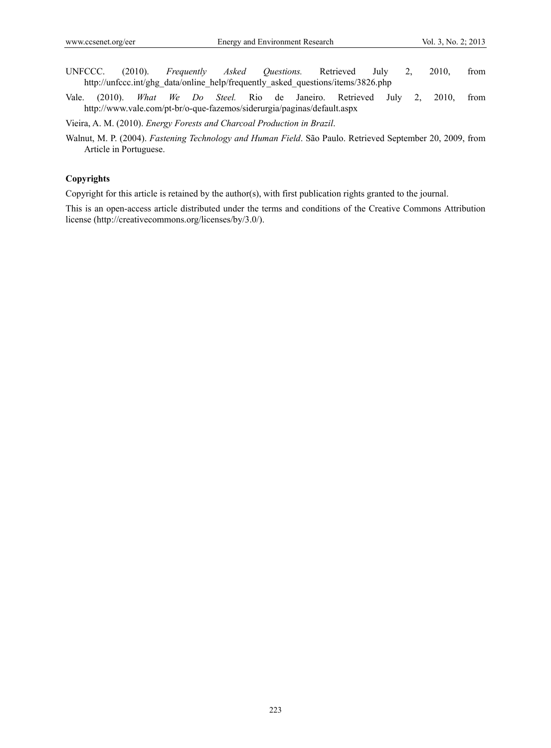UNFCCC. (2010). *Frequently Asked Questions.* Retrieved July 2, 2010, from http://unfccc.int/ghg_data/online_help/frequently_asked_questions/items/3826.php

Vale. (2010). *What We Do Steel.* Rio de Janeiro. Retrieved July 2, 2010, from http://www.vale.com/pt-br/o-que-fazemos/siderurgia/paginas/default.aspx

Vieira, A. M. (2010). *Energy Forests and Charcoal Production in Brazil*.

Walnut, M. P. (2004). *Fastening Technology and Human Field*. São Paulo. Retrieved September 20, 2009, from Article in Portuguese.

### Copyrights

Copyright for this article is retained by the author(s), with first publication rights granted to the journal.

This is an open-access article distributed under the terms and conditions of the Creative Commons Attribution license (http://creativecommons.org/licenses/by/3.0/).